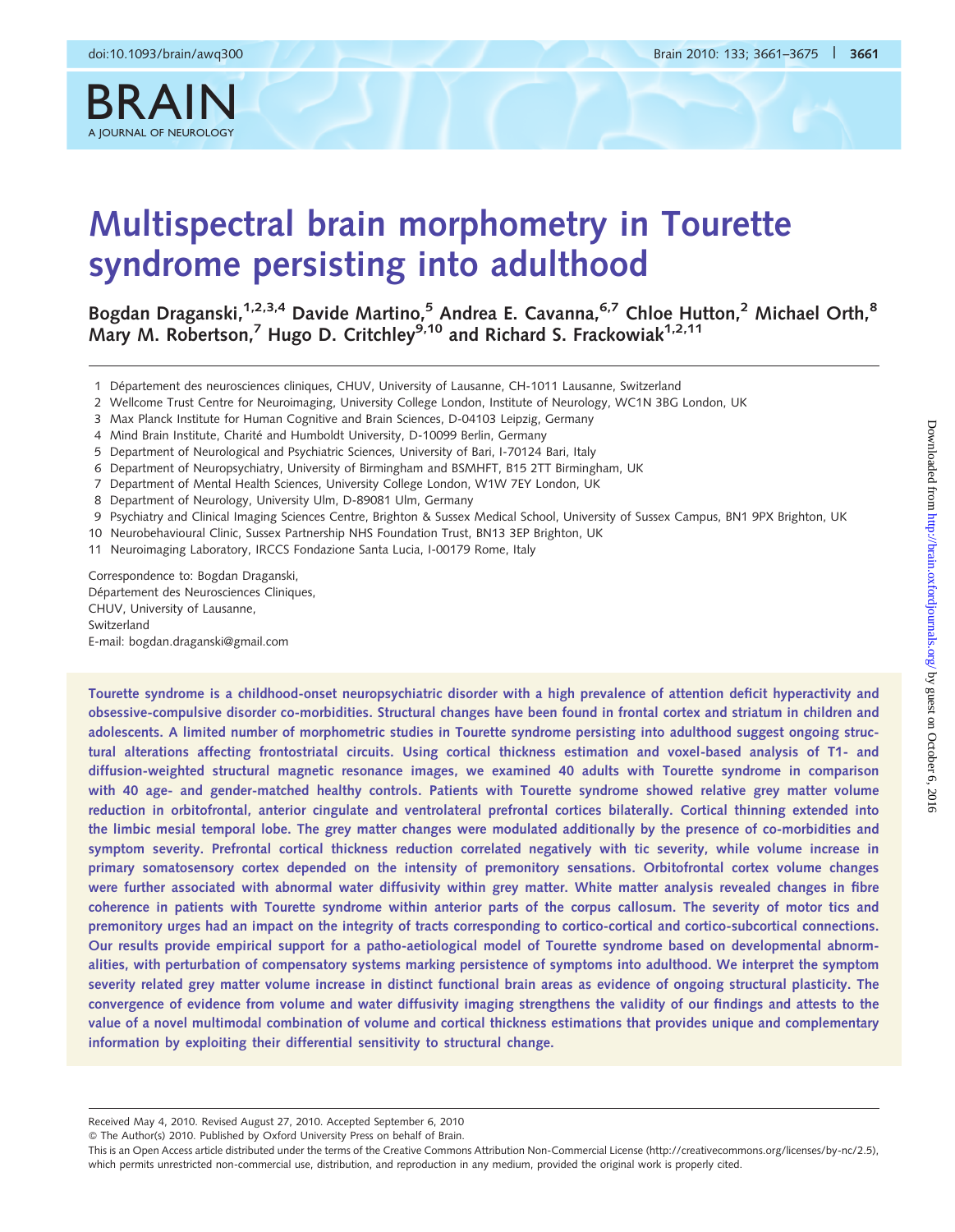# Multispectral brain morphometry in Tourette syndrome persisting into adulthood

Bogdan Draganski,[1,2,3,4] Davide Martino,[5] Andrea E. Cavanna,[6,7] Chloe Hutton,[2] Michael Orth,[8] Mary M. Robertson,[7] Hugo D. Critchley[9,10] and Richard S. Frackowiak[1,2,11]

1 Département des neurosciences cliniques, CHUV, University of Lausanne, CH-1011 Lausanne, Switzerland
2 Wellcome Trust Centre for Neuroimaging, University College London, Institute of Neurology, WC1N 3BG London, UK
3 Max Planck Institute for Human Cognitive and Brain Sciences, D-04103 Leipzig, Germany
4 Mind Brain Institute, Charité and Humboldt University, D-10099 Berlin, Germany
5 Department of Neurological and Psychiatric Sciences, University of Bari, I-70124 Bari, Italy
6 Department of Neuropsychiatry, University of Birmingham and BSMHFT, B15 2TT Birmingham, UK
7 Department of Mental Health Sciences, University College London, W1W 7EY London, UK
8 Department of Neurology, University Ulm, D-89081 Ulm, Germany
9 Psychiatry and Clinical Imaging Sciences Centre, Brighton & Sussex Medical School, University of Sussex Campus, BN1 9PX Brighton, UK
10 Neurobehavioural Clinic, Sussex Partnership NHS Foundation Trust, BN13 3EP Brighton, UK
11 Neuroimaging Laboratory, IRCCS Fondazione Santa Lucia, I-00179 Rome, Italy

Correspondence to: Bogdan Draganski,
Département des Neurosciences Cliniques,
CHUV, University of Lausanne,
Switzerland
E-mail: bogdan.draganski@gmail.com

**Tourette syndrome is a childhood-onset neuropsychiatric disorder with a high prevalence of attention deficit hyperactivity and obsessive-compulsive disorder co-morbidities. Structural changes have been found in frontal cortex and striatum in children and adolescents. A limited number of morphometric studies in Tourette syndrome persisting into adulthood suggest ongoing structural alterations affecting frontostriatal circuits. Using cortical thickness estimation and voxel-based analysis of T1- and diffusion-weighted structural magnetic resonance images, we examined 40 adults with Tourette syndrome in comparison with 40 age- and gender-matched healthy controls. Patients with Tourette syndrome showed relative grey matter volume reduction in orbitofrontal, anterior cingulate and ventrolateral prefrontal cortices bilaterally. Cortical thinning extended into the limbic mesial temporal lobe. The grey matter changes were modulated additionally by the presence of co-morbidities and symptom severity. Prefrontal cortical thickness reduction correlated negatively with tic severity, while volume increase in primary somatosensory cortex depended on the intensity of premonitory sensations. Orbitofrontal cortex volume changes were further associated with abnormal water diffusivity within grey matter. White matter analysis revealed changes in fibre coherence in patients with Tourette syndrome within anterior parts of the corpus callosum. The severity of motor tics and premonitory urges had an impact on the integrity of tracts corresponding to cortico-cortical and cortico-subcortical connections. Our results provide empirical support for a patho-aetiological model of Tourette syndrome based on developmental abnormalities, with perturbation of compensatory systems marking persistence of symptoms into adulthood. We interpret the symptom severity related grey matter volume increase in distinct functional brain areas as evidence of ongoing structural plasticity. The convergence of evidence from volume and water diffusivity imaging strengthens the validity of our findings and attests to the value of a novel multimodal combination of volume and cortical thickness estimations that provides unique and complementary information by exploiting their differential sensitivity to structural change.**

Received May 4, 2010. Revised August 27, 2010. Accepted September 6, 2010
© The Author(s) 2010. Published by Oxford University Press on behalf of Brain.
This is an Open Access article distributed under the terms of the Creative Commons Attribution Non-Commercial License (http://creativecommons.org/licenses/by-nc/2.5), which permits unrestricted non-commercial use, distribution, and reproduction in any medium, provided the original work is properly cited.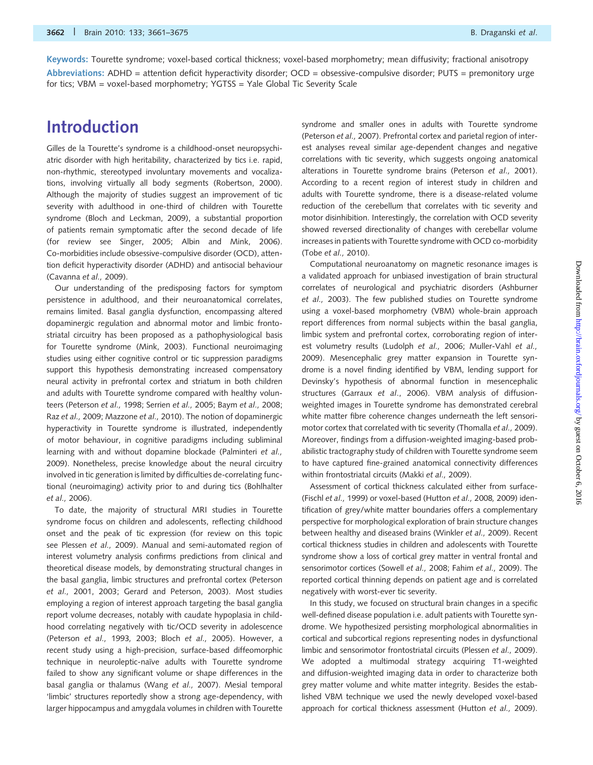**Keywords:** Tourette syndrome; voxel-based cortical thickness; voxel-based morphometry; mean diffusivity; fractional anisotropy

**Abbreviations:** ADHD = attention deficit hyperactivity disorder; OCD = obsessive-compulsive disorder; PUTS = premonitory urge for tics; VBM = voxel-based morphometry; YGTSS = Yale Global Tic Severity Scale

# Introduction

Gilles de la Tourette's syndrome is a childhood-onset neuropsychiatric disorder with high heritability, characterized by tics i.e. rapid, non-rhythmic, stereotyped involuntary movements and vocalizations, involving virtually all body segments (Robertson, 2000). Although the majority of studies suggest an improvement of tic severity with adulthood in one-third of children with Tourette syndrome (Bloch and Leckman, 2009), a substantial proportion of patients remain symptomatic after the second decade of life (for review see Singer, 2005; Albin and Mink, 2006). Co-morbidities include obsessive-compulsive disorder (OCD), attention deficit hyperactivity disorder (ADHD) and antisocial behaviour (Cavanna *et al.,* 2009).

Our understanding of the predisposing factors for symptom persistence in adulthood, and their neuroanatomical correlates, remains limited. Basal ganglia dysfunction, encompassing altered dopaminergic regulation and abnormal motor and limbic fronto-striatal circuitry has been proposed as a pathophysiological basis for Tourette syndrome (Mink, 2003). Functional neuroimaging studies using either cognitive control or tic suppression paradigms support this hypothesis demonstrating increased compensatory neural activity in prefrontal cortex and striatum in both children and adults with Tourette syndrome compared with healthy volunteers (Peterson *et al.,* 1998; Serrien *et al.,* 2005; Baym *et al.,* 2008; Raz *et al.,* 2009; Mazzone *et al.,* 2010). The notion of dopaminergic hyperactivity in Tourette syndrome is illustrated, independently of motor behaviour, in cognitive paradigms including subliminal learning with and without dopamine blockade (Palminteri *et al.,* 2009). Nonetheless, precise knowledge about the neural circuitry involved in tic generation is limited by difficulties de-correlating functional (neuroimaging) activity prior to and during tics (Bohlhalter *et al.,* 2006).

To date, the majority of structural MRI studies in Tourette syndrome focus on children and adolescents, reflecting childhood onset and the peak of tic expression (for review on this topic see Plessen *et al.,* 2009). Manual and semi-automated region of interest volumetry analysis confirms predictions from clinical and theoretical disease models, by demonstrating structural changes in the basal ganglia, limbic structures and prefrontal cortex (Peterson *et al.,* 2001, 2003; Gerard and Peterson, 2003). Most studies employing a region of interest approach targeting the basal ganglia report volume decreases, notably with caudate hypoplasia in childhood correlating negatively with tic/OCD severity in adolescence (Peterson *et al.,* 1993, 2003; Bloch *et al.,* 2005). However, a recent study using a high-precision, surface-based diffeomorphic technique in neuroleptic-naïve adults with Tourette syndrome failed to show any significant volume or shape differences in the basal ganglia or thalamus (Wang *et al.,* 2007). Mesial temporal 'limbic' structures reportedly show a strong age-dependency, with larger hippocampus and amygdala volumes in children with Tourette syndrome and smaller ones in adults with Tourette syndrome (Peterson *et al.,* 2007). Prefrontal cortex and parietal region of interest analyses reveal similar age-dependent changes and negative correlations with tic severity, which suggests ongoing anatomical alterations in Tourette syndrome brains (Peterson *et al.,* 2001). According to a recent region of interest study in children and adults with Tourette syndrome, there is a disease-related volume reduction of the cerebellum that correlates with tic severity and motor disinhibition. Interestingly, the correlation with OCD severity showed reversed directionality of changes with cerebellar volume increases in patients with Tourette syndrome with OCD co-morbidity (Tobe *et al.,* 2010).

Computational neuroanatomy on magnetic resonance images is a validated approach for unbiased investigation of brain structural correlates of neurological and psychiatric disorders (Ashburner *et al.,* 2003). The few published studies on Tourette syndrome using a voxel-based morphometry (VBM) whole-brain approach report differences from normal subjects within the basal ganglia, limbic system and prefrontal cortex, corroborating region of interest volumetry results (Ludolph *et al.,* 2006; Muller-Vahl *et al.,* 2009). Mesencephalic grey matter expansion in Tourette syndrome is a novel finding identified by VBM, lending support for Devinsky's hypothesis of abnormal function in mesencephalic structures (Garraux *et al.,* 2006). VBM analysis of diffusion-weighted images in Tourette syndrome has demonstrated cerebral white matter fibre coherence changes underneath the left sensorimotor cortex that correlated with tic severity (Thomalla *et al.,* 2009). Moreover, findings from a diffusion-weighted imaging-based probabilistic tractography study of children with Tourette syndrome seem to have captured fine-grained anatomical connectivity differences within frontostriatal circuits (Makki *et al.,* 2009).

Assessment of cortical thickness calculated either from surface- (Fischl *et al.,* 1999) or voxel-based (Hutton *et al.,* 2008, 2009) identification of grey/white matter boundaries offers a complementary perspective for morphological exploration of brain structure changes between healthy and diseased brains (Winkler *et al.,* 2009). Recent cortical thickness studies in children and adolescents with Tourette syndrome show a loss of cortical grey matter in ventral frontal and sensorimotor cortices (Sowell *et al.,* 2008; Fahim *et al.,* 2009). The reported cortical thinning depends on patient age and is correlated negatively with worst-ever tic severity.

In this study, we focused on structural brain changes in a specific well-defined disease population i.e. adult patients with Tourette syndrome. We hypothesized persisting morphological abnormalities in cortical and subcortical regions representing nodes in dysfunctional limbic and sensorimotor frontostriatal circuits (Plessen *et al.,* 2009). We adopted a multimodal strategy acquiring T1-weighted and diffusion-weighted imaging data in order to characterize both grey matter volume and white matter integrity. Besides the established VBM technique we used the newly developed voxel-based approach for cortical thickness assessment (Hutton *et al.,* 2009).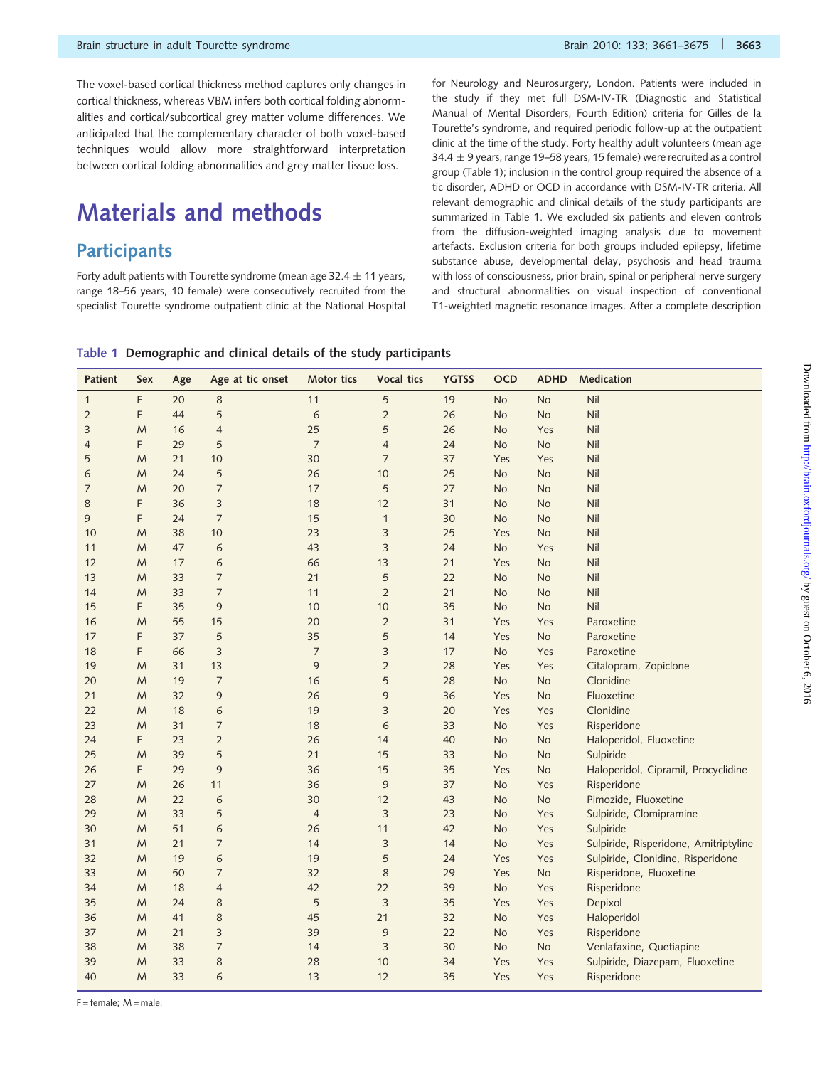The voxel-based cortical thickness method captures only changes in cortical thickness, whereas VBM infers both cortical folding abnormalities and cortical/subcortical grey matter volume differences. We anticipated that the complementary character of both voxel-based techniques would allow more straightforward interpretation between cortical folding abnormalities and grey matter tissue loss.

# Materials and methods

## Participants

Forty adult patients with Tourette syndrome (mean age 32.4 ± 11 years, range 18–56 years, 10 female) were consecutively recruited from the specialist Tourette syndrome outpatient clinic at the National Hospital for Neurology and Neurosurgery, London. Patients were included in the study if they met full DSM-IV-TR (Diagnostic and Statistical Manual of Mental Disorders, Fourth Edition) criteria for Gilles de la Tourette's syndrome, and required periodic follow-up at the outpatient clinic at the time of the study. Forty healthy adult volunteers (mean age 34.4 ± 9 years, range 19–58 years, 15 female) were recruited as a control group (Table 1); inclusion in the control group required the absence of a tic disorder, ADHD or OCD in accordance with DSM-IV-TR criteria. All relevant demographic and clinical details of the study participants are summarized in Table 1. We excluded six patients and eleven controls from the diffusion-weighted imaging analysis due to movement artefacts. Exclusion criteria for both groups included epilepsy, lifetime substance abuse, developmental delay, psychosis and head trauma with loss of consciousness, prior brain, spinal or peripheral nerve surgery and structural abnormalities on visual inspection of conventional T1-weighted magnetic resonance images. After a complete description

**Table 1 Demographic and clinical details of the study participants**

| Patient | Sex | Age | Age at tic onset | Motor tics | Vocal tics | YGTSS | OCD | ADHD | Medication |
|---|---|---|---|---|---|---|---|---|---|
| 1 | F | 20 | 8 | 11 | 5 | 19 | No | No | Nil |
| 2 | F | 44 | 5 | 6 | 2 | 26 | No | No | Nil |
| 3 | M | 16 | 4 | 25 | 5 | 26 | No | Yes | Nil |
| 4 | F | 29 | 5 | 7 | 4 | 24 | No | No | Nil |
| 5 | M | 21 | 10 | 30 | 7 | 37 | Yes | Yes | Nil |
| 6 | M | 24 | 5 | 26 | 10 | 25 | No | No | Nil |
| 7 | M | 20 | 7 | 17 | 5 | 27 | No | No | Nil |
| 8 | F | 36 | 3 | 18 | 12 | 31 | No | No | Nil |
| 9 | F | 24 | 7 | 15 | 1 | 30 | No | No | Nil |
| 10 | M | 38 | 10 | 23 | 3 | 25 | Yes | No | Nil |
| 11 | M | 47 | 6 | 43 | 3 | 24 | No | Yes | Nil |
| 12 | M | 17 | 6 | 66 | 13 | 21 | Yes | No | Nil |
| 13 | M | 33 | 7 | 21 | 5 | 22 | No | No | Nil |
| 14 | M | 33 | 7 | 11 | 2 | 21 | No | No | Nil |
| 15 | F | 35 | 9 | 10 | 10 | 35 | No | No | Nil |
| 16 | M | 55 | 15 | 20 | 2 | 31 | Yes | Yes | Paroxetine |
| 17 | F | 37 | 5 | 35 | 5 | 14 | Yes | No | Paroxetine |
| 18 | F | 66 | 3 | 7 | 3 | 17 | No | Yes | Paroxetine |
| 19 | M | 31 | 13 | 9 | 2 | 28 | Yes | Yes | Citalopram, Zopiclone |
| 20 | M | 19 | 7 | 16 | 5 | 28 | No | No | Clonidine |
| 21 | M | 32 | 9 | 26 | 9 | 36 | Yes | No | Fluoxetine |
| 22 | M | 18 | 6 | 19 | 3 | 20 | Yes | Yes | Clonidine |
| 23 | M | 31 | 7 | 18 | 6 | 33 | No | Yes | Risperidone |
| 24 | F | 23 | 2 | 26 | 14 | 40 | No | No | Haloperidol, Fluoxetine |
| 25 | M | 39 | 5 | 21 | 15 | 33 | No | No | Sulpiride |
| 26 | F | 29 | 9 | 36 | 15 | 35 | Yes | No | Haloperidol, Cipramil, Procyclidine |
| 27 | M | 26 | 11 | 36 | 9 | 37 | No | Yes | Risperidone |
| 28 | M | 22 | 6 | 30 | 12 | 43 | No | No | Pimozide, Fluoxetine |
| 29 | M | 33 | 5 | 4 | 3 | 23 | No | Yes | Sulpiride, Clomipramine |
| 30 | M | 51 | 6 | 26 | 11 | 42 | No | Yes | Sulpiride |
| 31 | M | 21 | 7 | 14 | 3 | 14 | No | Yes | Sulpiride, Risperidone, Amitriptyline |
| 32 | M | 19 | 6 | 19 | 5 | 24 | Yes | Yes | Sulpiride, Clonidine, Risperidone |
| 33 | M | 50 | 7 | 32 | 8 | 29 | Yes | No | Risperidone, Fluoxetine |
| 34 | M | 18 | 4 | 42 | 22 | 39 | No | Yes | Risperidone |
| 35 | M | 24 | 8 | 5 | 3 | 35 | Yes | Yes | Depixol |
| 36 | M | 41 | 8 | 45 | 21 | 32 | No | Yes | Haloperidol |
| 37 | M | 21 | 3 | 39 | 9 | 22 | No | Yes | Risperidone |
| 38 | M | 38 | 7 | 14 | 3 | 30 | No | No | Venlafaxine, Quetiapine |
| 39 | M | 33 | 8 | 28 | 10 | 34 | Yes | Yes | Sulpiride, Diazepam, Fluoxetine |
| 40 | M | 33 | 6 | 13 | 12 | 35 | Yes | Yes | Risperidone |

F = female; M = male.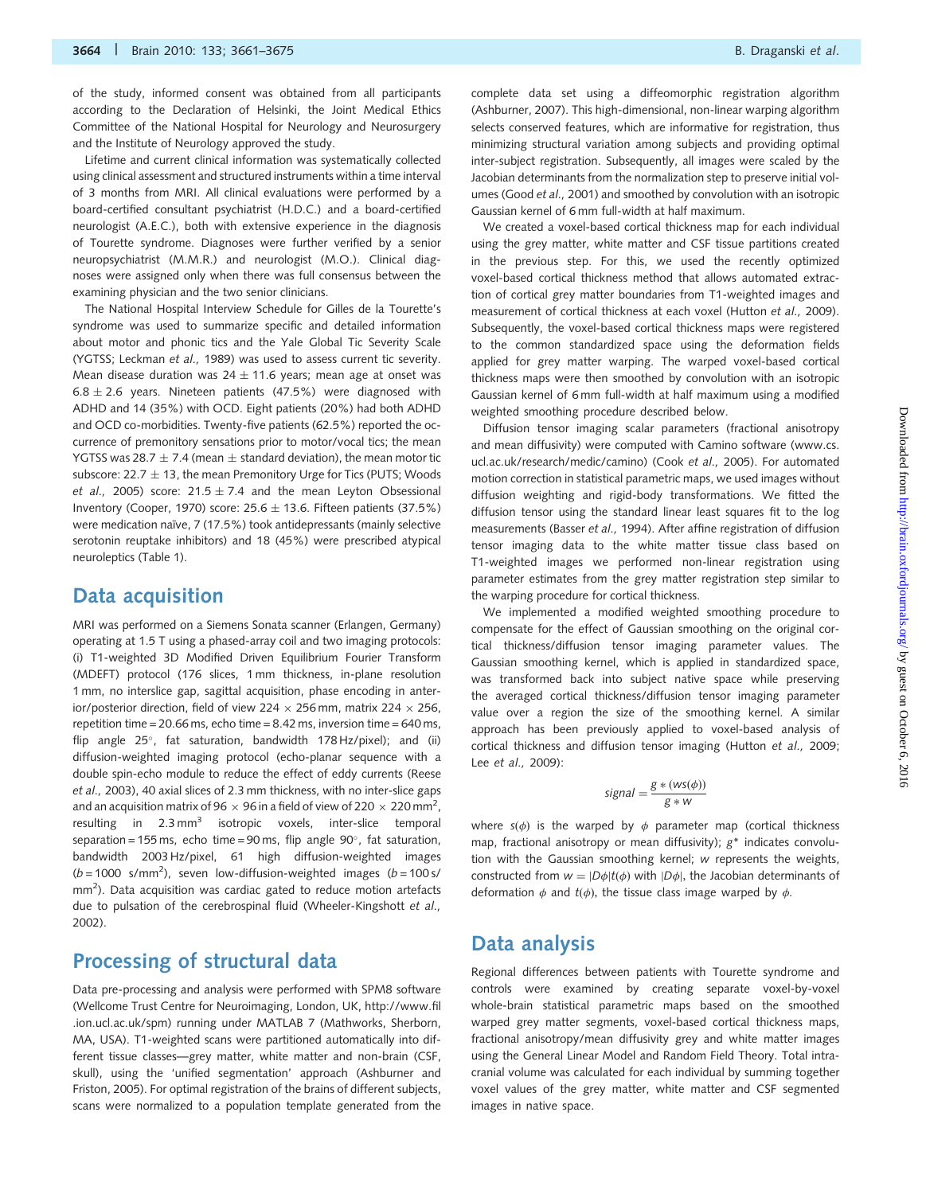of the study, informed consent was obtained from all participants according to the Declaration of Helsinki, the Joint Medical Ethics Committee of the National Hospital for Neurology and Neurosurgery and the Institute of Neurology approved the study.

Lifetime and current clinical information was systematically collected using clinical assessment and structured instruments within a time interval of 3 months from MRI. All clinical evaluations were performed by a board-certified consultant psychiatrist (H.D.C.) and a board-certified neurologist (A.E.C.), both with extensive experience in the diagnosis of Tourette syndrome. Diagnoses were further verified by a senior neuropsychiatrist (M.M.R.) and neurologist (M.O.). Clinical diagnoses were assigned only when there was full consensus between the examining physician and the two senior clinicians.

The National Hospital Interview Schedule for Gilles de la Tourette's syndrome was used to summarize specific and detailed information about motor and phonic tics and the Yale Global Tic Severity Scale (YGTSS; Leckman *et al.*, 1989) was used to assess current tic severity. Mean disease duration was $24 \pm 11.6$ years; mean age at onset was $6.8 \pm 2.6$ years. Nineteen patients (47.5%) were diagnosed with ADHD and 14 (35%) with OCD. Eight patients (20%) had both ADHD and OCD co-morbidities. Twenty-five patients (62.5%) reported the occurrence of premonitory sensations prior to motor/vocal tics; the mean YGTSS was $28.7 \pm 7.4$ (mean $\pm$ standard deviation), the mean motor tic subscore: $22.7 \pm 13$, the mean Premonitory Urge for Tics (PUTS; Woods *et al.*, 2005) score: $21.5 \pm 7.4$ and the mean Leyton Obsessional Inventory (Cooper, 1970) score: $25.6 \pm 13.6$. Fifteen patients (37.5%) were medication naïve, 7 (17.5%) took antidepressants (mainly selective serotonin reuptake inhibitors) and 18 (45%) were prescribed atypical neuroleptics (Table 1).

# Data acquisition

MRI was performed on a Siemens Sonata scanner (Erlangen, Germany) operating at 1.5 T using a phased-array coil and two imaging protocols: (i) T1-weighted 3D Modified Driven Equilibrium Fourier Transform (MDEFT) protocol (176 slices, 1 mm thickness, in-plane resolution 1 mm, no interslice gap, sagittal acquisition, phase encoding in anterior/posterior direction, field of view $224 \times 256$ mm, matrix $224 \times 256$, repetition time = 20.66 ms, echo time = 8.42 ms, inversion time = 640 ms, flip angle 25°, fat saturation, bandwidth 178 Hz/pixel); and (ii) diffusion-weighted imaging protocol (echo-planar sequence with a double spin-echo module to reduce the effect of eddy currents (Reese *et al.*, 2003), 40 axial slices of 2.3 mm thickness, with no inter-slice gaps and an acquisition matrix of $96 \times 96$ in a field of view of $220 \times 220$ mm$^2$, resulting in 2.3 mm$^3$ isotropic voxels, inter-slice temporal separation = 155 ms, echo time = 90 ms, flip angle 90°, fat saturation, bandwidth 2003 Hz/pixel, 61 high diffusion-weighted images ($b = 1000$ s/mm$^2$), seven low-diffusion-weighted images ($b = 100$ s/mm$^2$). Data acquisition was cardiac gated to reduce motion artefacts due to pulsation of the cerebrospinal fluid (Wheeler-Kingshott *et al.*, 2002).

# Processing of structural data

Data pre-processing and analysis were performed with SPM8 software (Wellcome Trust Centre for Neuroimaging, London, UK, http://www.fil.ion.ucl.ac.uk/spm) running under MATLAB 7 (Mathworks, Sherborn, MA, USA). T1-weighted scans were partitioned automatically into different tissue classes—grey matter, white matter and non-brain (CSF, skull), using the 'unified segmentation' approach (Ashburner and Friston, 2005). For optimal registration of the brains of different subjects, scans were normalized to a population template generated from the complete data set using a diffeomorphic registration algorithm (Ashburner, 2007). This high-dimensional, non-linear warping algorithm selects conserved features, which are informative for registration, thus minimizing structural variation among subjects and providing optimal inter-subject registration. Subsequently, all images were scaled by the Jacobian determinants from the normalization step to preserve initial volumes (Good *et al.*, 2001) and smoothed by convolution with an isotropic Gaussian kernel of 6 mm full-width at half maximum.

We created a voxel-based cortical thickness map for each individual using the grey matter, white matter and CSF tissue partitions created in the previous step. For this, we used the recently optimized voxel-based cortical thickness method that allows automated extraction of cortical grey matter boundaries from T1-weighted images and measurement of cortical thickness at each voxel (Hutton *et al.*, 2009). Subsequently, the voxel-based cortical thickness maps were registered to the common standardized space using the deformation fields applied for grey matter warping. The warped voxel-based cortical thickness maps were then smoothed by convolution with an isotropic Gaussian kernel of 6 mm full-width at half maximum using a modified weighted smoothing procedure described below.

Diffusion tensor imaging scalar parameters (fractional anisotropy and mean diffusivity) were computed with Camino software (www.cs.ucl.ac.uk/research/medic/camino) (Cook *et al.*, 2005). For automated motion correction in statistical parametric maps, we used images without diffusion weighting and rigid-body transformations. We fitted the diffusion tensor using the standard linear least squares fit to the log measurements (Basser *et al.*, 1994). After affine registration of diffusion tensor imaging data to the white matter tissue class based on T1-weighted images we performed non-linear registration using parameter estimates from the grey matter registration step similar to the warping procedure for cortical thickness.

We implemented a modified weighted smoothing procedure to compensate for the effect of Gaussian smoothing on the original cortical thickness/diffusion tensor imaging parameter values. The Gaussian smoothing kernel, which is applied in standardized space, was transformed back into subject native space while preserving the averaged cortical thickness/diffusion tensor imaging parameter value over a region the size of the smoothing kernel. A similar approach has been previously applied to voxel-based analysis of cortical thickness and diffusion tensor imaging (Hutton *et al.*, 2009; Lee *et al.*, 2009):

$$signal = \frac{g * (ws(\phi))}{g * w}$$

where $s(\phi)$ is the warped by $\phi$ parameter map (cortical thickness map, fractional anisotropy or mean diffusivity); $g*$ indicates convolution with the Gaussian smoothing kernel; $w$ represents the weights, constructed from $w = |D\phi|t(\phi)$ with $|D\phi|$, the Jacobian determinants of deformation $\phi$ and $t(\phi)$, the tissue class image warped by $\phi$.

# Data analysis

Regional differences between patients with Tourette syndrome and controls were examined by creating separate voxel-by-voxel whole-brain statistical parametric maps based on the smoothed warped grey matter segments, voxel-based cortical thickness maps, fractional anisotropy/mean diffusivity grey and white matter images using the General Linear Model and Random Field Theory. Total intracranial volume was calculated for each individual by summing together voxel values of the grey matter, white matter and CSF segmented images in native space.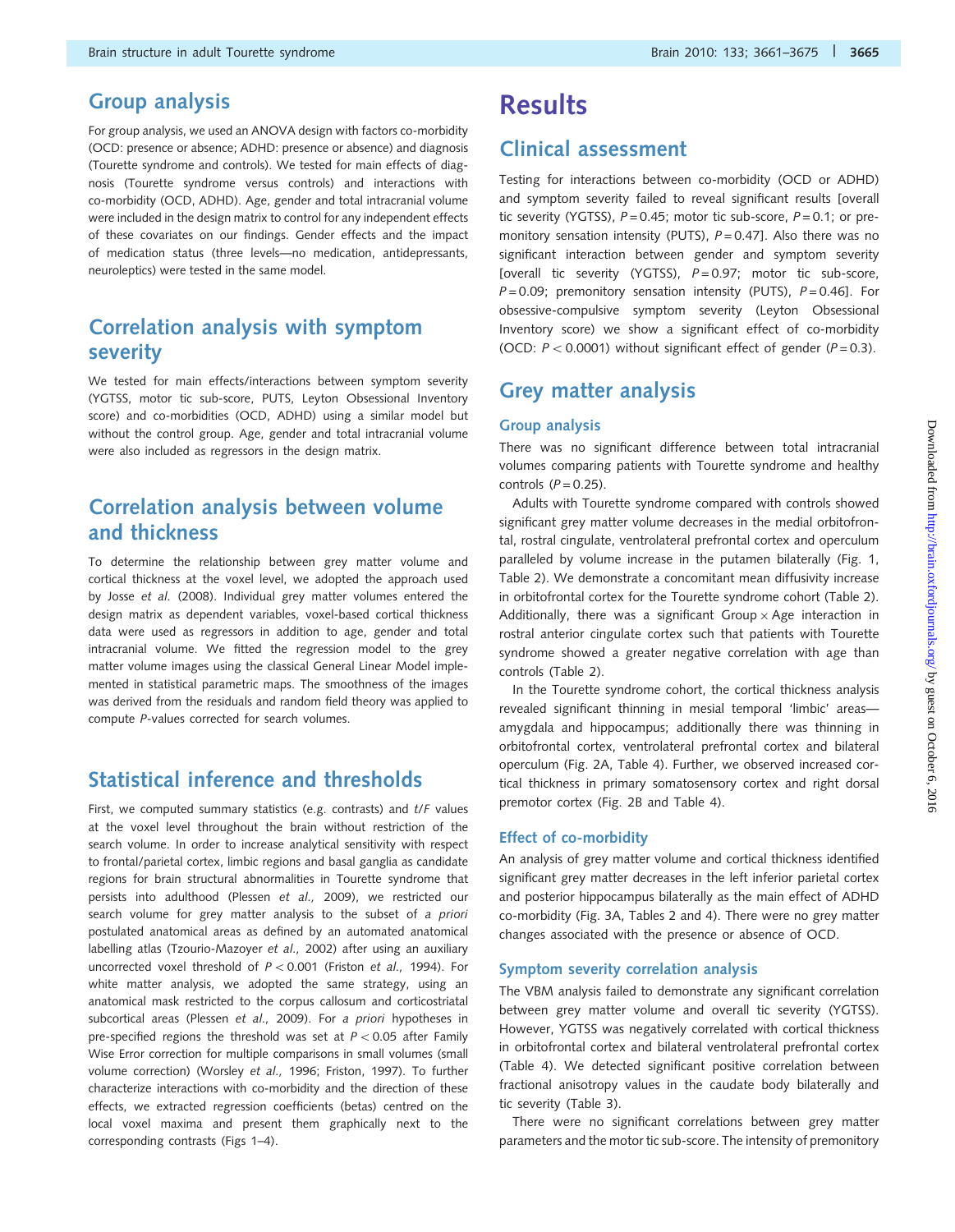## Group analysis

For group analysis, we used an ANOVA design with factors co-morbidity (OCD: presence or absence; ADHD: presence or absence) and diagnosis (Tourette syndrome and controls). We tested for main effects of diagnosis (Tourette syndrome versus controls) and interactions with co-morbidity (OCD, ADHD). Age, gender and total intracranial volume were included in the design matrix to control for any independent effects of these covariates on our findings. Gender effects and the impact of medication status (three levels—no medication, antidepressants, neuroleptics) were tested in the same model.

## Correlation analysis with symptom severity

We tested for main effects/interactions between symptom severity (YGTSS, motor tic sub-score, PUTS, Leyton Obsessional Inventory score) and co-morbidities (OCD, ADHD) using a similar model but without the control group. Age, gender and total intracranial volume were also included as regressors in the design matrix.

## Correlation analysis between volume and thickness

To determine the relationship between grey matter volume and cortical thickness at the voxel level, we adopted the approach used by Josse *et al.* (2008). Individual grey matter volumes entered the design matrix as dependent variables, voxel-based cortical thickness data were used as regressors in addition to age, gender and total intracranial volume. We fitted the regression model to the grey matter volume images using the classical General Linear Model implemented in statistical parametric maps. The smoothness of the images was derived from the residuals and random field theory was applied to compute *P*-values corrected for search volumes.

## Statistical inference and thresholds

First, we computed summary statistics (e.g. contrasts) and *t*/*F* values at the voxel level throughout the brain without restriction of the search volume. In order to increase analytical sensitivity with respect to frontal/parietal cortex, limbic regions and basal ganglia as candidate regions for brain structural abnormalities in Tourette syndrome that persists into adulthood (Plessen *et al.,* 2009), we restricted our search volume for grey matter analysis to the subset of *a priori* postulated anatomical areas as defined by an automated anatomical labelling atlas (Tzourio-Mazoyer *et al.,* 2002) after using an auxiliary uncorrected voxel threshold of $P < 0.001$ (Friston *et al.,* 1994). For white matter analysis, we adopted the same strategy, using an anatomical mask restricted to the corpus callosum and corticostriatal subcortical areas (Plessen *et al.,* 2009). For *a priori* hypotheses in pre-specified regions the threshold was set at $P < 0.05$ after Family Wise Error correction for multiple comparisons in small volumes (small volume correction) (Worsley *et al.,* 1996; Friston, 1997). To further characterize interactions with co-morbidity and the direction of these effects, we extracted regression coefficients (betas) centred on the local voxel maxima and present them graphically next to the corresponding contrasts (Figs 1–4).

# Results

## Clinical assessment

Testing for interactions between co-morbidity (OCD or ADHD) and symptom severity failed to reveal significant results [overall tic severity (YGTSS), $P = 0.45$; motor tic sub-score, $P = 0.1$; or premonitory sensation intensity (PUTS), $P = 0.47$]. Also there was no significant interaction between gender and symptom severity [overall tic severity (YGTSS), $P = 0.97$; motor tic sub-score, $P = 0.09$; premonitory sensation intensity (PUTS), $P = 0.46$]. For obsessive-compulsive symptom severity (Leyton Obsessional Inventory score) we show a significant effect of co-morbidity (OCD: $P < 0.0001$) without significant effect of gender ($P = 0.3$).

## Grey matter analysis

### Group analysis

There was no significant difference between total intracranial volumes comparing patients with Tourette syndrome and healthy controls ($P = 0.25$).

Adults with Tourette syndrome compared with controls showed significant grey matter volume decreases in the medial orbitofrontal, rostral cingulate, ventrolateral prefrontal cortex and operculum paralleled by volume increase in the putamen bilaterally (Fig. 1, Table 2). We demonstrate a concomitant mean diffusivity increase in orbitofrontal cortex for the Tourette syndrome cohort (Table 2). Additionally, there was a significant Group × Age interaction in rostral anterior cingulate cortex such that patients with Tourette syndrome showed a greater negative correlation with age than controls (Table 2).

In the Tourette syndrome cohort, the cortical thickness analysis revealed significant thinning in mesial temporal 'limbic' areas—amygdala and hippocampus; additionally there was thinning in orbitofrontal cortex, ventrolateral prefrontal cortex and bilateral operculum (Fig. 2A, Table 4). Further, we observed increased cortical thickness in primary somatosensory cortex and right dorsal premotor cortex (Fig. 2B and Table 4).

### Effect of co-morbidity

An analysis of grey matter volume and cortical thickness identified significant grey matter decreases in the left inferior parietal cortex and posterior hippocampus bilaterally as the main effect of ADHD co-morbidity (Fig. 3A, Tables 2 and 4). There were no grey matter changes associated with the presence or absence of OCD.

### Symptom severity correlation analysis

The VBM analysis failed to demonstrate any significant correlation between grey matter volume and overall tic severity (YGTSS). However, YGTSS was negatively correlated with cortical thickness in orbitofrontal cortex and bilateral ventrolateral prefrontal cortex (Table 4). We detected significant positive correlation between fractional anisotropy values in the caudate body bilaterally and tic severity (Table 3).

There were no significant correlations between grey matter parameters and the motor tic sub-score. The intensity of premonitory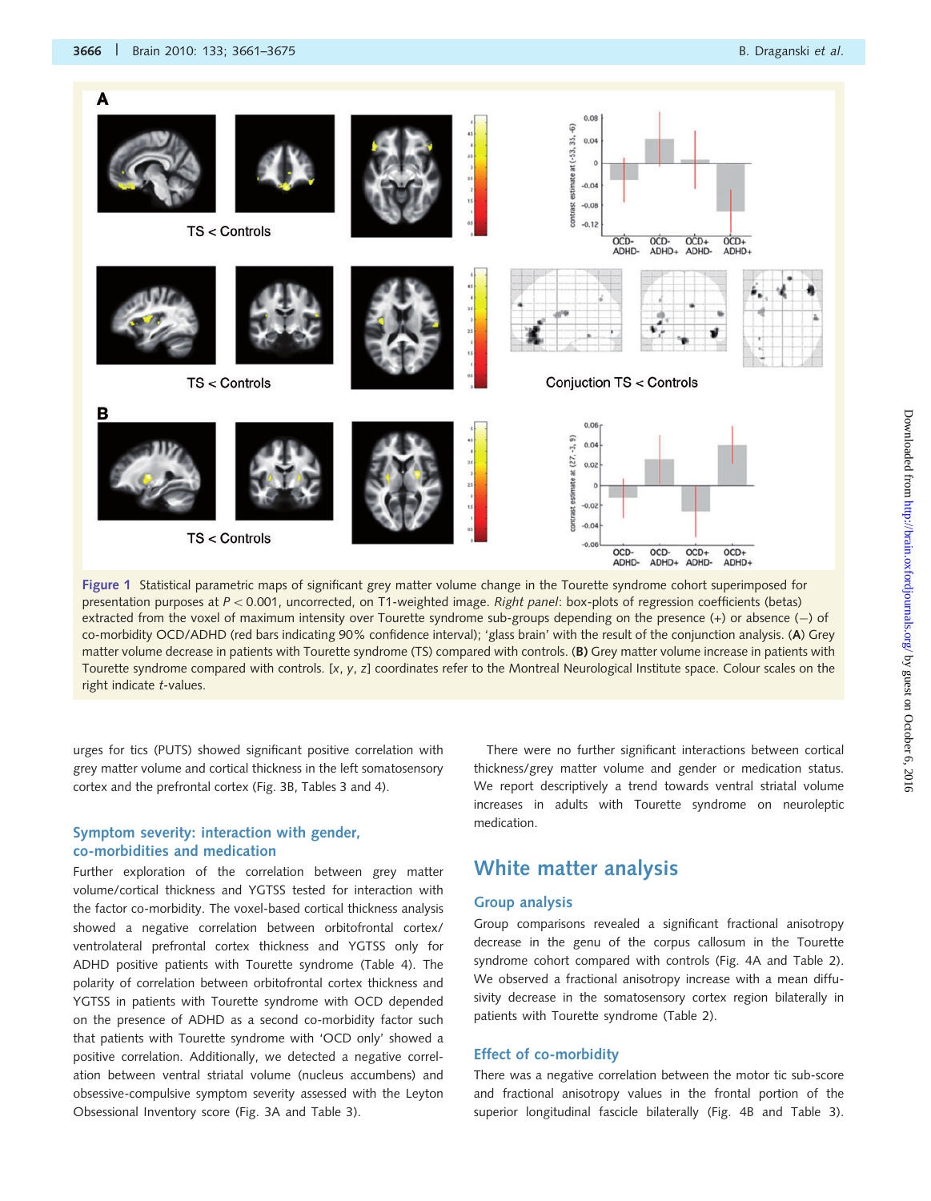**Figure 1** Statistical parametric maps of significant grey matter volume change in the Tourette syndrome cohort superimposed for presentation purposes at $P < 0.001$, uncorrected, on T1-weighted image. *Right panel*: box-plots of regression coefficients (betas) extracted from the voxel of maximum intensity over Tourette syndrome sub-groups depending on the presence (+) or absence (−) of co-morbidity OCD/ADHD (red bars indicating 90% confidence interval); 'glass brain' with the result of the conjunction analysis. (**A**) Grey matter volume decrease in patients with Tourette syndrome (TS) compared with controls. (**B**) Grey matter volume increase in patients with Tourette syndrome compared with controls. [x, y, z] coordinates refer to the Montreal Neurological Institute space. Colour scales on the right indicate t-values.

urges for tics (PUTS) showed significant positive correlation with grey matter volume and cortical thickness in the left somatosensory cortex and the prefrontal cortex (Fig. 3B, Tables 3 and 4).

### Symptom severity: interaction with gender, co-morbidities and medication

Further exploration of the correlation between grey matter volume/cortical thickness and YGTSS tested for interaction with the factor co-morbidity. The voxel-based cortical thickness analysis showed a negative correlation between orbitofrontal cortex/ventrolateral prefrontal cortex thickness and YGTSS only for ADHD positive patients with Tourette syndrome (Table 4). The polarity of correlation between orbitofrontal cortex thickness and YGTSS in patients with Tourette syndrome with OCD depended on the presence of ADHD as a second co-morbidity factor such that patients with Tourette syndrome with 'OCD only' showed a positive correlation. Additionally, we detected a negative correlation between ventral striatal volume (nucleus accumbens) and obsessive-compulsive symptom severity assessed with the Leyton Obsessional Inventory score (Fig. 3A and Table 3).

There were no further significant interactions between cortical thickness/grey matter volume and gender or medication status. We report descriptively a trend towards ventral striatal volume increases in adults with Tourette syndrome on neuroleptic medication.

## White matter analysis

### Group analysis

Group comparisons revealed a significant fractional anisotropy decrease in the genu of the corpus callosum in the Tourette syndrome cohort compared with controls (Fig. 4A and Table 2). We observed a fractional anisotropy increase with a mean diffusivity decrease in the somatosensory cortex region bilaterally in patients with Tourette syndrome (Table 2).

### Effect of co-morbidity

There was a negative correlation between the motor tic sub-score and fractional anisotropy values in the frontal portion of the superior longitudinal fascicle bilaterally (Fig. 4B and Table 3).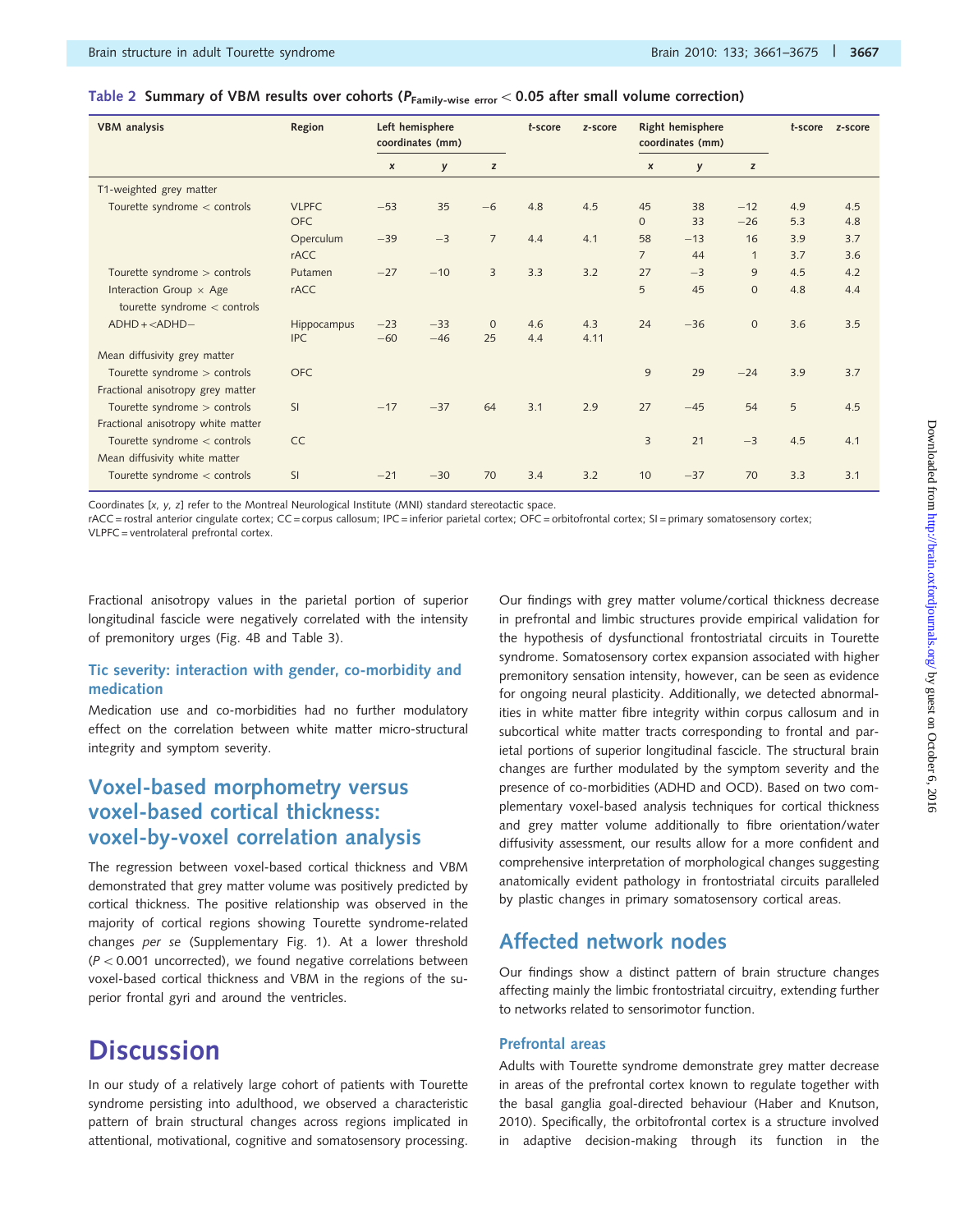**Table 2 Summary of VBM results over cohorts ($P_{\text{Family-wise error}} < 0.05$ after small volume correction)**

| VBM analysis | Region | Left hemisphere coordinates (mm) | | | t-score | z-score | Right hemisphere coordinates (mm) | | | t-score | z-score |
|---|---|---|---|---|---|---|---|---|---|---|---|
| | | x | y | z | | | x | y | z | | |
| T1-weighted grey matter | | | | | | | | | | | |
| Tourette syndrome < controls | VLPFC | −53 | 35 | −6 | 4.8 | 4.5 | 45 | 38 | −12 | 4.9 | 4.5 |
| | OFC | | | | | | 0 | 33 | −26 | 5.3 | 4.8 |
| | Operculum | −39 | −3 | 7 | 4.4 | 4.1 | 58 | −13 | 16 | 3.9 | 3.7 |
| | rACC | | | | | | 7 | 44 | 1 | 3.7 | 3.6 |
| Tourette syndrome > controls | Putamen | −27 | −10 | 3 | 3.3 | 3.2 | 27 | −3 | 9 | 4.5 | 4.2 |
| Interaction Group × Age tourette syndrome < controls | rACC | | | | | | 5 | 45 | 0 | 4.8 | 4.4 |
| ADHD+<ADHD− | Hippocampus | −23 | −33 | 0 | 4.6 | 4.3 | 24 | −36 | 0 | 3.6 | 3.5 |
| | IPC | −60 | −46 | 25 | 4.4 | 4.11 | | | | | |
| Mean diffusivity grey matter | | | | | | | | | | | |
| Tourette syndrome > controls | OFC | | | | | | 9 | 29 | −24 | 3.9 | 3.7 |
| Fractional anisotropy grey matter | | | | | | | | | | | |
| Tourette syndrome > controls | SI | −17 | −37 | 64 | 3.1 | 2.9 | 27 | −45 | 54 | 5 | 4.5 |
| Fractional anisotropy white matter | | | | | | | | | | | |
| Tourette syndrome < controls | CC | | | | | | 3 | 21 | −3 | 4.5 | 4.1 |
| Mean diffusivity white matter | | | | | | | | | | | |
| Tourette syndrome < controls | SI | −21 | −30 | 70 | 3.4 | 3.2 | 10 | −37 | 70 | 3.3 | 3.1 |

Coordinates [x, y, z] refer to the Montreal Neurological Institute (MNI) standard stereotactic space.
rACC = rostral anterior cingulate cortex; CC = corpus callosum; IPC = inferior parietal cortex; OFC = orbitofrontal cortex; SI = primary somatosensory cortex; VLPFC = ventrolateral prefrontal cortex.

Fractional anisotropy values in the parietal portion of superior longitudinal fascicle were negatively correlated with the intensity of premonitory urges (Fig. 4B and Table 3).

### Tic severity: interaction with gender, co-morbidity and medication

Medication use and co-morbidities had no further modulatory effect on the correlation between white matter micro-structural integrity and symptom severity.

## Voxel-based morphometry versus voxel-based cortical thickness: voxel-by-voxel correlation analysis

The regression between voxel-based cortical thickness and VBM demonstrated that grey matter volume was positively predicted by cortical thickness. The positive relationship was observed in the majority of cortical regions showing Tourette syndrome-related changes *per se* (Supplementary Fig. 1). At a lower threshold ($P < 0.001$ uncorrected), we found negative correlations between voxel-based cortical thickness and VBM in the regions of the superior frontal gyri and around the ventricles.

# Discussion

In our study of a relatively large cohort of patients with Tourette syndrome persisting into adulthood, we observed a characteristic pattern of brain structural changes across regions implicated in attentional, motivational, cognitive and somatosensory processing. Our findings with grey matter volume/cortical thickness decrease in prefrontal and limbic structures provide empirical validation for the hypothesis of dysfunctional frontostriatal circuits in Tourette syndrome. Somatosensory cortex expansion associated with higher premonitory sensation intensity, however, can be seen as evidence for ongoing neural plasticity. Additionally, we detected abnormalities in white matter fibre integrity within corpus callosum and in subcortical white matter tracts corresponding to frontal and parietal portions of superior longitudinal fascicle. The structural brain changes are further modulated by the symptom severity and the presence of co-morbidities (ADHD and OCD). Based on two complementary voxel-based analysis techniques for cortical thickness and grey matter volume additionally to fibre orientation/water diffusivity assessment, our results allow for a more confident and comprehensive interpretation of morphological changes suggesting anatomically evident pathology in frontostriatal circuits paralleled by plastic changes in primary somatosensory cortical areas.

## Affected network nodes

Our findings show a distinct pattern of brain structure changes affecting mainly the limbic frontostriatal circuitry, extending further to networks related to sensorimotor function.

### Prefrontal areas

Adults with Tourette syndrome demonstrate grey matter decrease in areas of the prefrontal cortex known to regulate together with the basal ganglia goal-directed behaviour (Haber and Knutson, 2010). Specifically, the orbitofrontal cortex is a structure involved in adaptive decision-making through its function in the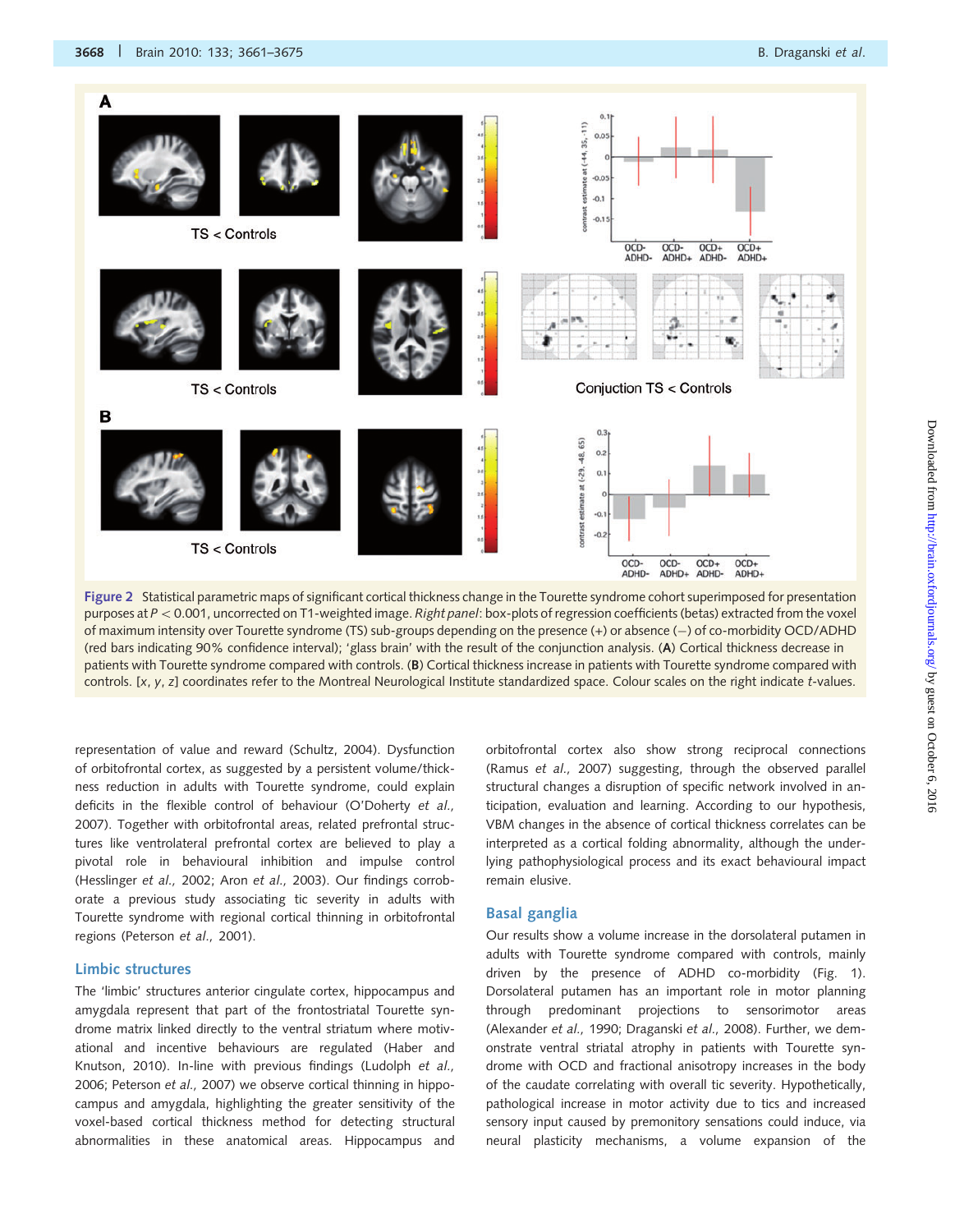Figure 2 Statistical parametric maps of significant cortical thickness change in the Tourette syndrome cohort superimposed for presentation purposes at $P < 0.001$, uncorrected on T1-weighted image. *Right panel*: box-plots of regression coefficients (betas) extracted from the voxel of maximum intensity over Tourette syndrome (TS) sub-groups depending on the presence (+) or absence (−) of co-morbidity OCD/ADHD (red bars indicating 90% confidence interval); 'glass brain' with the result of the conjunction analysis. (**A**) Cortical thickness decrease in patients with Tourette syndrome compared with controls. (**B**) Cortical thickness increase in patients with Tourette syndrome compared with controls. [*x*, *y*, *z*] coordinates refer to the Montreal Neurological Institute standardized space. Colour scales on the right indicate *t*-values.

representation of value and reward (Schultz, 2004). Dysfunction of orbitofrontal cortex, as suggested by a persistent volume/thickness reduction in adults with Tourette syndrome, could explain deficits in the flexible control of behaviour (O'Doherty *et al.*, 2007). Together with orbitofrontal areas, related prefrontal structures like ventrolateral prefrontal cortex are believed to play a pivotal role in behavioural inhibition and impulse control (Hesslinger *et al.*, 2002; Aron *et al.*, 2003). Our findings corroborate a previous study associating tic severity in adults with Tourette syndrome with regional cortical thinning in orbitofrontal regions (Peterson *et al.*, 2001).

## Limbic structures

The 'limbic' structures anterior cingulate cortex, hippocampus and amygdala represent that part of the frontostriatal Tourette syndrome matrix linked directly to the ventral striatum where motivational and incentive behaviours are regulated (Haber and Knutson, 2010). In-line with previous findings (Ludolph *et al.*, 2006; Peterson *et al.*, 2007) we observe cortical thinning in hippocampus and amygdala, highlighting the greater sensitivity of the voxel-based cortical thickness method for detecting structural abnormalities in these anatomical areas. Hippocampus and orbitofrontal cortex also show strong reciprocal connections (Ramus *et al.*, 2007) suggesting, through the observed parallel structural changes a disruption of specific network involved in anticipation, evaluation and learning. According to our hypothesis, VBM changes in the absence of cortical thickness correlates can be interpreted as a cortical folding abnormality, although the underlying pathophysiological process and its exact behavioural impact remain elusive.

## Basal ganglia

Our results show a volume increase in the dorsolateral putamen in adults with Tourette syndrome compared with controls, mainly driven by the presence of ADHD co-morbidity (Fig. 1). Dorsolateral putamen has an important role in motor planning through predominant projections to sensorimotor areas (Alexander *et al.*, 1990; Draganski *et al.*, 2008). Further, we demonstrate ventral striatal atrophy in patients with Tourette syndrome with OCD and fractional anisotropy increases in the body of the caudate correlating with overall tic severity. Hypothetically, pathological increase in motor activity due to tics and increased sensory input caused by premonitory sensations could induce, via neural plasticity mechanisms, a volume expansion of the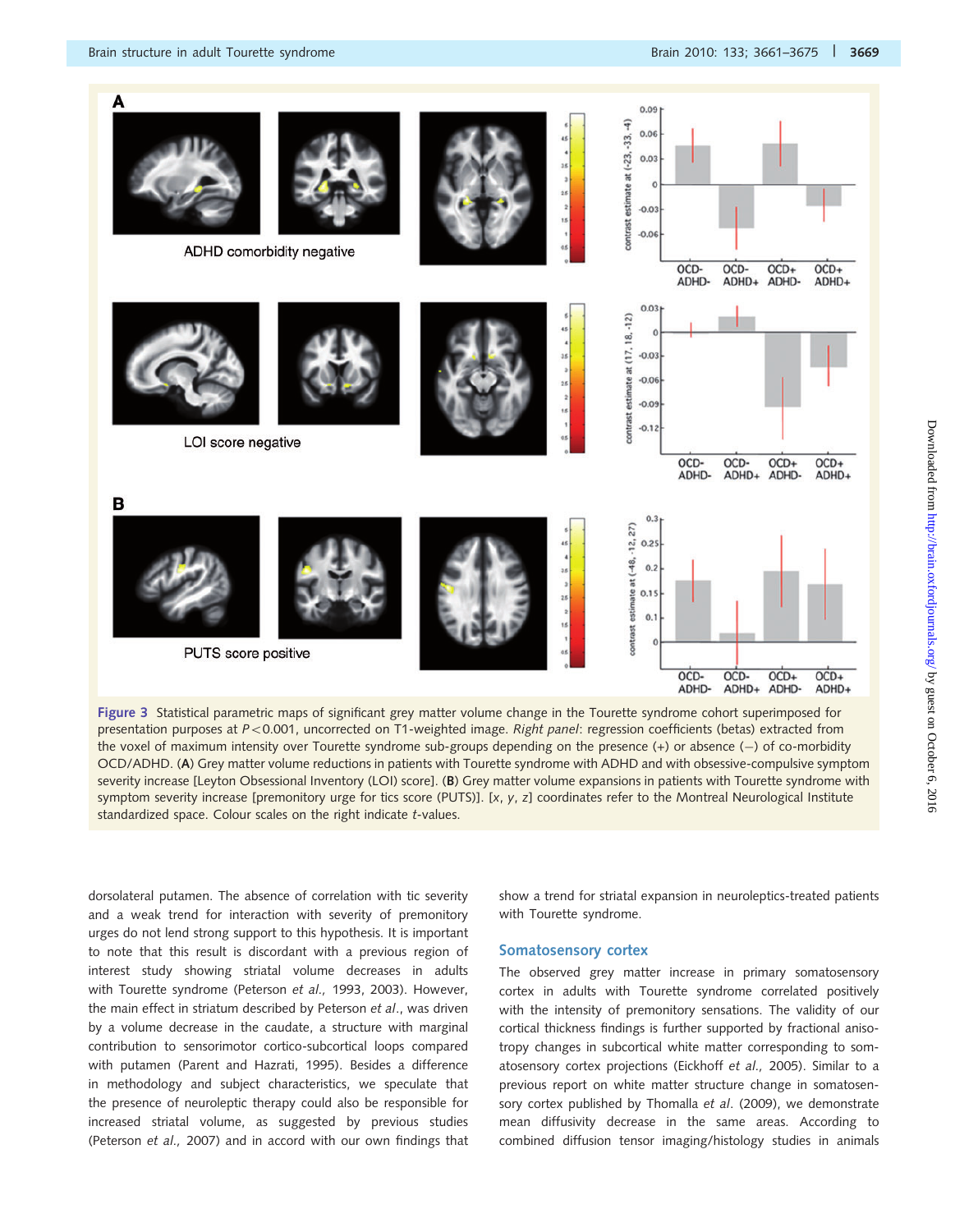Figure 3 Statistical parametric maps of significant grey matter volume change in the Tourette syndrome cohort superimposed for presentation purposes at $P < 0.001$, uncorrected on T1-weighted image. *Right panel*: regression coefficients (betas) extracted from the voxel of maximum intensity over Tourette syndrome sub-groups depending on the presence (+) or absence (−) of co-morbidity OCD/ADHD. (**A**) Grey matter volume reductions in patients with Tourette syndrome with ADHD and with obsessive-compulsive symptom severity increase [Leyton Obsessional Inventory (LOI) score]. (**B**) Grey matter volume expansions in patients with Tourette syndrome with symptom severity increase [premonitory urge for tics score (PUTS)]. [*x*, *y*, *z*] coordinates refer to the Montreal Neurological Institute standardized space. Colour scales on the right indicate *t*-values.

dorsolateral putamen. The absence of correlation with tic severity and a weak trend for interaction with severity of premonitory urges do not lend strong support to this hypothesis. It is important to note that this result is discordant with a previous region of interest study showing striatal volume decreases in adults with Tourette syndrome (Peterson *et al.*, 1993, 2003). However, the main effect in striatum described by Peterson *et al.*, was driven by a volume decrease in the caudate, a structure with marginal contribution to sensorimotor cortico-subcortical loops compared with putamen (Parent and Hazrati, 1995). Besides a difference in methodology and subject characteristics, we speculate that the presence of neuroleptic therapy could also be responsible for increased striatal volume, as suggested by previous studies (Peterson *et al.*, 2007) and in accord with our own findings that show a trend for striatal expansion in neuroleptics-treated patients with Tourette syndrome.

## Somatosensory cortex

The observed grey matter increase in primary somatosensory cortex in adults with Tourette syndrome correlated positively with the intensity of premonitory sensations. The validity of our cortical thickness findings is further supported by fractional anisotropy changes in subcortical white matter corresponding to somatosensory cortex projections (Eickhoff *et al.*, 2005). Similar to a previous report on white matter structure change in somatosensory cortex published by Thomalla *et al.* (2009), we demonstrate mean diffusivity decrease in the same areas. According to combined diffusion tensor imaging/histology studies in animals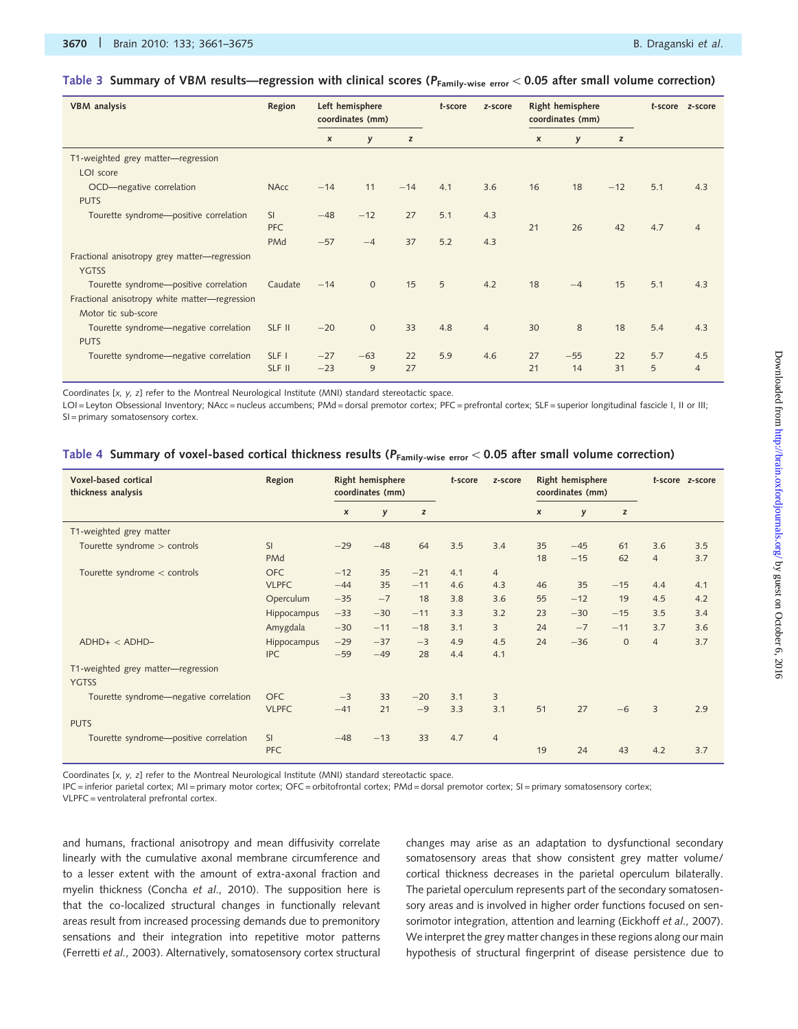**Table 3** Summary of VBM results—regression with clinical scores ($P_{\text{Family-wise error}} < 0.05$ after small volume correction)

| VBM analysis | Region | Left hemisphere coordinates (mm) | | | t-score | z-score | Right hemisphere coordinates (mm) | | | t-score | z-score |
|---|---|---|---|---|---|---|---|---|---|---|---|
| | | x | y | z | | | x | y | z | | |
| T1-weighted grey matter—regression | | | | | | | | | | | |
| LOI score | | | | | | | | | | | |
| OCD—negative correlation | NAcc | −14 | 11 | −14 | 4.1 | 3.6 | 16 | 18 | −12 | 5.1 | 4.3 |
| PUTS | | | | | | | | | | | |
| Tourette syndrome—positive correlation | SI | −48 | −12 | 27 | 5.1 | 4.3 | | | | | |
| | PFC | | | | | | 21 | 26 | 42 | 4.7 | 4 |
| | PMd | −57 | −4 | 37 | 5.2 | 4.3 | | | | | |
| Fractional anisotropy grey matter—regression | | | | | | | | | | | |
| YGTSS | | | | | | | | | | | |
| Tourette syndrome—positive correlation | Caudate | −14 | 0 | 15 | 5 | 4.2 | 18 | −4 | 15 | 5.1 | 4.3 |
| Fractional anisotropy white matter—regression | | | | | | | | | | | |
| Motor tic sub-score | | | | | | | | | | | |
| Tourette syndrome—negative correlation | SLF II | −20 | 0 | 33 | 4.8 | 4 | 30 | 8 | 18 | 5.4 | 4.3 |
| PUTS | | | | | | | | | | | |
| Tourette syndrome—negative correlation | SLF I | −27 | −63 | 22 | 5.9 | 4.6 | 27 | −55 | 22 | 5.7 | 4.5 |
| | SLF II | −23 | 9 | 27 | | | 21 | 14 | 31 | 5 | 4 |

Coordinates [x, y, z] refer to the Montreal Neurological Institute (MNI) standard stereotactic space.
LOI = Leyton Obsessional Inventory; NAcc = nucleus accumbens; PMd = dorsal premotor cortex; PFC = prefrontal cortex; SLF = superior longitudinal fascicle I, II or III; SI = primary somatosensory cortex.

**Table 4** Summary of voxel-based cortical thickness results ($P_{\text{Family-wise error}} < 0.05$ after small volume correction)

| Voxel-based cortical thickness analysis | Region | Right hemisphere coordinates (mm) | | | t-score | z-score | Right hemisphere coordinates (mm) | | | t-score | z-score |
|---|---|---|---|---|---|---|---|---|---|---|---|
| | | x | y | z | | | x | y | z | | |
| T1-weighted grey matter | | | | | | | | | | | |
| Tourette syndrome > controls | SI | −29 | −48 | 64 | 3.5 | 3.4 | 35 | −45 | 61 | 3.6 | 3.5 |
| | PMd | | | | | | 18 | −15 | 62 | 4 | 3.7 |
| Tourette syndrome < controls | OFC | −12 | 35 | −21 | 4.1 | 4 | | | | | |
| | VLPFC | −44 | 35 | −11 | 4.6 | 4.3 | 46 | 35 | −15 | 4.4 | 4.1 |
| | Operculum | −35 | −7 | 18 | 3.8 | 3.6 | 55 | −12 | 19 | 4.5 | 4.2 |
| | Hippocampus | −33 | −30 | −11 | 3.3 | 3.2 | 23 | −30 | −15 | 3.5 | 3.4 |
| | Amygdala | −30 | −11 | −18 | 3.1 | 3 | 24 | −7 | −11 | 3.7 | 3.6 |
| ADHD+ < ADHD– | Hippocampus | −29 | −37 | −3 | 4.9 | 4.5 | 24 | −36 | 0 | 4 | 3.7 |
| | IPC | −59 | −49 | 28 | 4.4 | 4.1 | | | | | |
| T1-weighted grey matter—regression | | | | | | | | | | | |
| YGTSS | | | | | | | | | | | |
| Tourette syndrome—negative correlation | OFC | −3 | 33 | −20 | 3.1 | 3 | | | | | |
| | VLPFC | −41 | 21 | −9 | 3.3 | 3.1 | 51 | 27 | −6 | 3 | 2.9 |
| PUTS | | | | | | | | | | | |
| Tourette syndrome—positive correlation | SI | −48 | −13 | 33 | 4.7 | 4 | | | | | |
| | PFC | | | | | | 19 | 24 | 43 | 4.2 | 3.7 |

Coordinates [x, y, z] refer to the Montreal Neurological Institute (MNI) standard stereotactic space.
IPC = inferior parietal cortex; MI = primary motor cortex; OFC = orbitofrontal cortex; PMd = dorsal premotor cortex; SI = primary somatosensory cortex; VLPFC = ventrolateral prefrontal cortex.

and humans, fractional anisotropy and mean diffusivity correlate linearly with the cumulative axonal membrane circumference and to a lesser extent with the amount of extra-axonal fraction and myelin thickness (Concha *et al.*, 2010). The supposition here is that the co-localized structural changes in functionally relevant areas result from increased processing demands due to premonitory sensations and their integration into repetitive motor patterns (Ferretti *et al.*, 2003). Alternatively, somatosensory cortex structural changes may arise as an adaptation to dysfunctional secondary somatosensory areas that show consistent grey matter volume/cortical thickness decreases in the parietal operculum bilaterally. The parietal operculum represents part of the secondary somatosensory areas and is involved in higher order functions focused on sensorimotor integration, attention and learning (Eickhoff *et al.*, 2007). We interpret the grey matter changes in these regions along our main hypothesis of structural fingerprint of disease persistence due to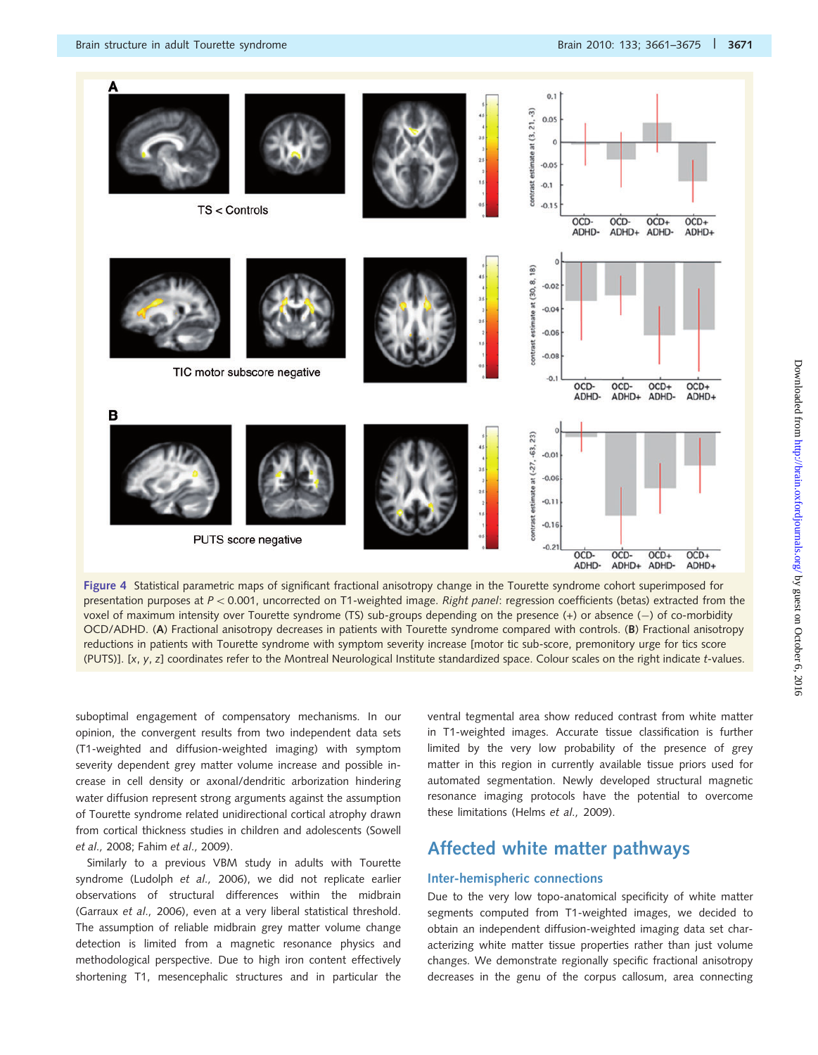**Figure 4** Statistical parametric maps of significant fractional anisotropy change in the Tourette syndrome cohort superimposed for presentation purposes at $P < 0.001$, uncorrected on T1-weighted image. *Right panel*: regression coefficients (betas) extracted from the voxel of maximum intensity over Tourette syndrome (TS) sub-groups depending on the presence (+) or absence (−) of co-morbidity OCD/ADHD. (**A**) Fractional anisotropy decreases in patients with Tourette syndrome compared with controls. (**B**) Fractional anisotropy reductions in patients with Tourette syndrome with symptom severity increase [motor tic sub-score, premonitory urge for tics score (PUTS)]. [*x*, *y*, *z*] coordinates refer to the Montreal Neurological Institute standardized space. Colour scales on the right indicate *t*-values.

suboptimal engagement of compensatory mechanisms. In our opinion, the convergent results from two independent data sets (T1-weighted and diffusion-weighted imaging) with symptom severity dependent grey matter volume increase and possible increase in cell density or axonal/dendritic arborization hindering water diffusion represent strong arguments against the assumption of Tourette syndrome related unidirectional cortical atrophy drawn from cortical thickness studies in children and adolescents (Sowell *et al.*, 2008; Fahim *et al.*, 2009).

Similarly to a previous VBM study in adults with Tourette syndrome (Ludolph *et al.*, 2006), we did not replicate earlier observations of structural differences within the midbrain (Garraux *et al.*, 2006), even at a very liberal statistical threshold. The assumption of reliable midbrain grey matter volume change detection is limited from a magnetic resonance physics and methodological perspective. Due to high iron content effectively shortening T1, mesencephalic structures and in particular the ventral tegmental area show reduced contrast from white matter in T1-weighted images. Accurate tissue classification is further limited by the very low probability of the presence of grey matter in this region in currently available tissue priors used for automated segmentation. Newly developed structural magnetic resonance imaging protocols have the potential to overcome these limitations (Helms *et al.*, 2009).

## Affected white matter pathways

### Inter-hemispheric connections

Due to the very low topo-anatomical specificity of white matter segments computed from T1-weighted images, we decided to obtain an independent diffusion-weighted imaging data set characterizing white matter tissue properties rather than just volume changes. We demonstrate regionally specific fractional anisotropy decreases in the genu of the corpus callosum, area connecting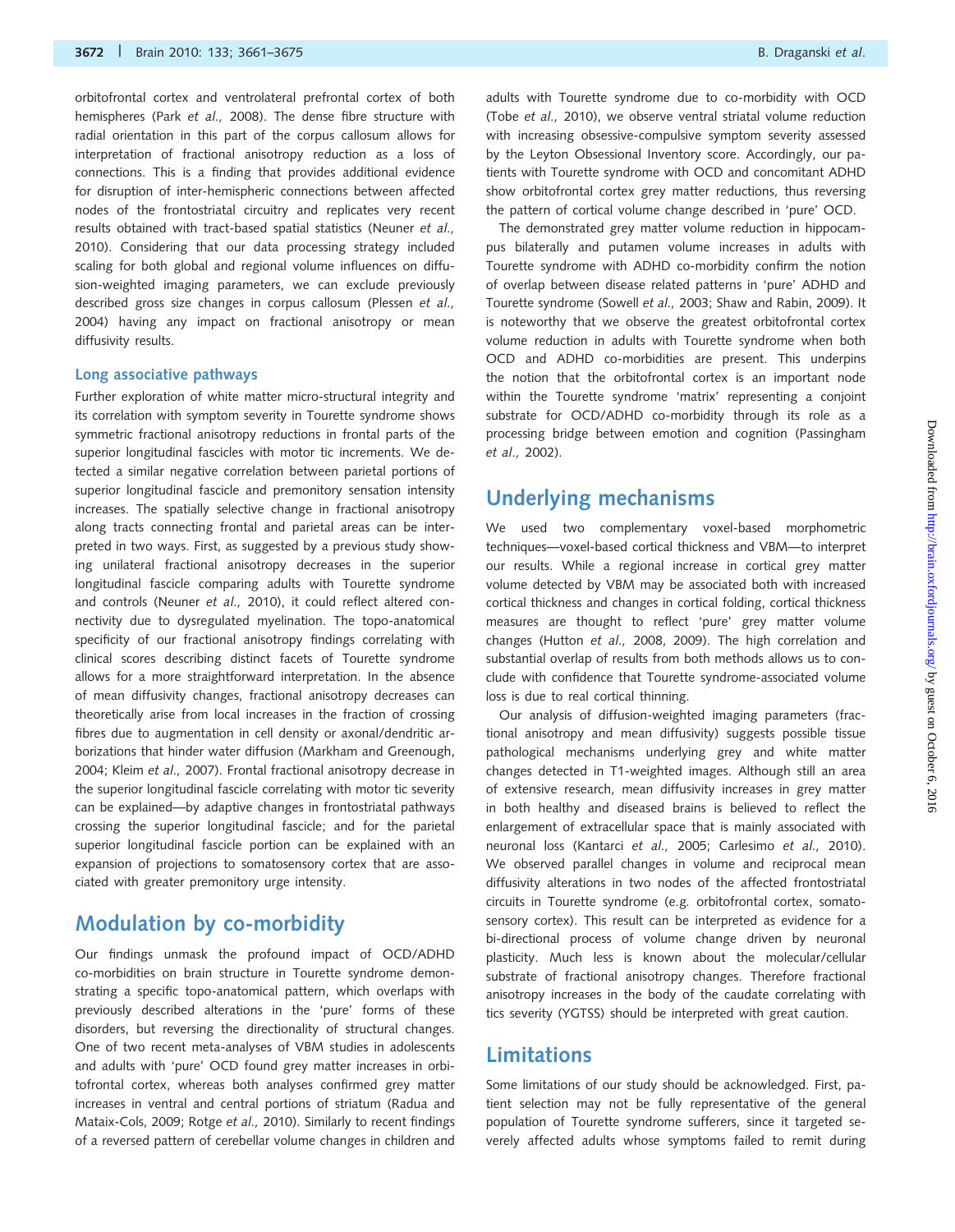orbitofrontal cortex and ventrolateral prefrontal cortex of both hemispheres (Park *et al.,* 2008). The dense fibre structure with radial orientation in this part of the corpus callosum allows for interpretation of fractional anisotropy reduction as a loss of connections. This is a finding that provides additional evidence for disruption of inter-hemispheric connections between affected nodes of the frontostriatal circuitry and replicates very recent results obtained with tract-based spatial statistics (Neuner *et al.,* 2010). Considering that our data processing strategy included scaling for both global and regional volume influences on diffusion-weighted imaging parameters, we can exclude previously described gross size changes in corpus callosum (Plessen *et al.,* 2004) having any impact on fractional anisotropy or mean diffusivity results.

### Long associative pathways

Further exploration of white matter micro-structural integrity and its correlation with symptom severity in Tourette syndrome shows symmetric fractional anisotropy reductions in frontal parts of the superior longitudinal fascicles with motor tic increments. We detected a similar negative correlation between parietal portions of superior longitudinal fascicle and premonitory sensation intensity increases. The spatially selective change in fractional anisotropy along tracts connecting frontal and parietal areas can be interpreted in two ways. First, as suggested by a previous study showing unilateral fractional anisotropy decreases in the superior longitudinal fascicle comparing adults with Tourette syndrome and controls (Neuner *et al.,* 2010), it could reflect altered connectivity due to dysregulated myelination. The topo-anatomical specificity of our fractional anisotropy findings correlating with clinical scores describing distinct facets of Tourette syndrome allows for a more straightforward interpretation. In the absence of mean diffusivity changes, fractional anisotropy decreases can theoretically arise from local increases in the fraction of crossing fibres due to augmentation in cell density or axonal/dendritic arborizations that hinder water diffusion (Markham and Greenough, 2004; Kleim *et al.,* 2007). Frontal fractional anisotropy decrease in the superior longitudinal fascicle correlating with motor tic severity can be explained—by adaptive changes in frontostriatal pathways crossing the superior longitudinal fascicle; and for the parietal superior longitudinal fascicle portion can be explained with an expansion of projections to somatosensory cortex that are associated with greater premonitory urge intensity.

## Modulation by co-morbidity

Our findings unmask the profound impact of OCD/ADHD co-morbidities on brain structure in Tourette syndrome demonstrating a specific topo-anatomical pattern, which overlaps with previously described alterations in the 'pure' forms of these disorders, but reversing the directionality of structural changes. One of two recent meta-analyses of VBM studies in adolescents and adults with 'pure' OCD found grey matter increases in orbitofrontal cortex, whereas both analyses confirmed grey matter increases in ventral and central portions of striatum (Radua and Mataix-Cols, 2009; Rotge *et al.,* 2010). Similarly to recent findings of a reversed pattern of cerebellar volume changes in children and adults with Tourette syndrome due to co-morbidity with OCD (Tobe *et al.,* 2010), we observe ventral striatal volume reduction with increasing obsessive-compulsive symptom severity assessed by the Leyton Obsessional Inventory score. Accordingly, our patients with Tourette syndrome with OCD and concomitant ADHD show orbitofrontal cortex grey matter reductions, thus reversing the pattern of cortical volume change described in 'pure' OCD.

The demonstrated grey matter volume reduction in hippocampus bilaterally and putamen volume increases in adults with Tourette syndrome with ADHD co-morbidity confirm the notion of overlap between disease related patterns in 'pure' ADHD and Tourette syndrome (Sowell *et al.,* 2003; Shaw and Rabin, 2009). It is noteworthy that we observe the greatest orbitofrontal cortex volume reduction in adults with Tourette syndrome when both OCD and ADHD co-morbidities are present. This underpins the notion that the orbitofrontal cortex is an important node within the Tourette syndrome 'matrix' representing a conjoint substrate for OCD/ADHD co-morbidity through its role as a processing bridge between emotion and cognition (Passingham *et al.,* 2002).

## Underlying mechanisms

We used two complementary voxel-based morphometric techniques—voxel-based cortical thickness and VBM—to interpret our results. While a regional increase in cortical grey matter volume detected by VBM may be associated both with increased cortical thickness and changes in cortical folding, cortical thickness measures are thought to reflect 'pure' grey matter volume changes (Hutton *et al.,* 2008, 2009). The high correlation and substantial overlap of results from both methods allows us to conclude with confidence that Tourette syndrome-associated volume loss is due to real cortical thinning.

Our analysis of diffusion-weighted imaging parameters (fractional anisotropy and mean diffusivity) suggests possible tissue pathological mechanisms underlying grey and white matter changes detected in T1-weighted images. Although still an area of extensive research, mean diffusivity increases in grey matter in both healthy and diseased brains is believed to reflect the enlargement of extracellular space that is mainly associated with neuronal loss (Kantarci *et al.,* 2005; Carlesimo *et al.,* 2010). We observed parallel changes in volume and reciprocal mean diffusivity alterations in two nodes of the affected frontostriatal circuits in Tourette syndrome (e.g. orbitofrontal cortex, somatosensory cortex). This result can be interpreted as evidence for a bi-directional process of volume change driven by neuronal plasticity. Much less is known about the molecular/cellular substrate of fractional anisotropy changes. Therefore fractional anisotropy increases in the body of the caudate correlating with tics severity (YGTSS) should be interpreted with great caution.

## Limitations

Some limitations of our study should be acknowledged. First, patient selection may not be fully representative of the general population of Tourette syndrome sufferers, since it targeted severely affected adults whose symptoms failed to remit during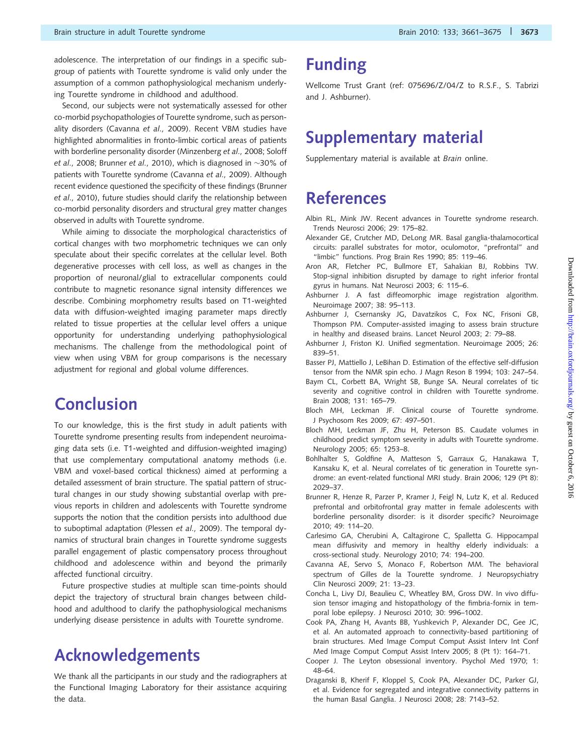adolescence. The interpretation of our findings in a specific subgroup of patients with Tourette syndrome is valid only under the assumption of a common pathophysiological mechanism underlying Tourette syndrome in childhood and adulthood.

Second, our subjects were not systematically assessed for other co-morbid psychopathologies of Tourette syndrome, such as personality disorders (Cavanna *et al.*, 2009). Recent VBM studies have highlighted abnormalities in fronto-limbic cortical areas of patients with borderline personality disorder (Minzenberg *et al.*, 2008; Soloff *et al.*, 2008; Brunner *et al.*, 2010), which is diagnosed in ~30% of patients with Tourette syndrome (Cavanna *et al.*, 2009). Although recent evidence questioned the specificity of these findings (Brunner *et al.*, 2010), future studies should clarify the relationship between co-morbid personality disorders and structural grey matter changes observed in adults with Tourette syndrome.

While aiming to dissociate the morphological characteristics of cortical changes with two morphometric techniques we can only speculate about their specific correlates at the cellular level. Both degenerative processes with cell loss, as well as changes in the proportion of neuronal/glial to extracellular components could contribute to magnetic resonance signal intensity differences we describe. Combining morphometry results based on T1-weighted data with diffusion-weighted imaging parameter maps directly related to tissue properties at the cellular level offers a unique opportunity for understanding underlying pathophysiological mechanisms. The challenge from the methodological point of view when using VBM for group comparisons is the necessary adjustment for regional and global volume differences.

# Conclusion

To our knowledge, this is the first study in adult patients with Tourette syndrome presenting results from independent neuroimaging data sets (i.e. T1-weighted and diffusion-weighted imaging) that use complementary computational anatomy methods (i.e. VBM and voxel-based cortical thickness) aimed at performing a detailed assessment of brain structure. The spatial pattern of structural changes in our study showing substantial overlap with previous reports in children and adolescents with Tourette syndrome supports the notion that the condition persists into adulthood due to suboptimal adaptation (Plessen *et al.*, 2009). The temporal dynamics of structural brain changes in Tourette syndrome suggests parallel engagement of plastic compensatory process throughout childhood and adolescence within and beyond the primarily affected functional circuitry.

Future prospective studies at multiple scan time-points should depict the trajectory of structural brain changes between childhood and adulthood to clarify the pathophysiological mechanisms underlying disease persistence in adults with Tourette syndrome.

# Acknowledgements

We thank all the participants in our study and the radiographers at the Functional Imaging Laboratory for their assistance acquiring the data.

# Funding

Wellcome Trust Grant (ref: 075696/Z/04/Z to R.S.F., S. Tabrizi and J. Ashburner).

# Supplementary material

Supplementary material is available at *Brain* online.

# References

Albin RL, Mink JW. Recent advances in Tourette syndrome research. Trends Neurosci 2006; 29: 175–82.

Alexander GE, Crutcher MD, DeLong MR. Basal ganglia-thalamocortical circuits: parallel substrates for motor, oculomotor, "prefrontal" and "limbic" functions. Prog Brain Res 1990; 85: 119–46.

Aron AR, Fletcher PC, Bullmore ET, Sahakian BJ, Robbins TW. Stop-signal inhibition disrupted by damage to right inferior frontal gyrus in humans. Nat Neurosci 2003; 6: 115–6.

Ashburner J. A fast diffeomorphic image registration algorithm. Neuroimage 2007; 38: 95–113.

Ashburner J, Csernansky JG, Davatzikos C, Fox NC, Frisoni GB, Thompson PM. Computer-assisted imaging to assess brain structure in healthy and diseased brains. Lancet Neurol 2003; 2: 79–88.

Ashburner J, Friston KJ. Unified segmentation. Neuroimage 2005; 26: 839–51.

Basser PJ, Mattiello J, LeBihan D. Estimation of the effective self-diffusion tensor from the NMR spin echo. J Magn Reson B 1994; 103: 247–54.

Baym CL, Corbett BA, Wright SB, Bunge SA. Neural correlates of tic severity and cognitive control in children with Tourette syndrome. Brain 2008; 131: 165–79.

Bloch MH, Leckman JF. Clinical course of Tourette syndrome. J Psychosom Res 2009; 67: 497–501.

Bloch MH, Leckman JF, Zhu H, Peterson BS. Caudate volumes in childhood predict symptom severity in adults with Tourette syndrome. Neurology 2005; 65: 1253–8.

Bohlhalter S, Goldfine A, Matteson S, Garraux G, Hanakawa T, Kansaku K, et al. Neural correlates of tic generation in Tourette syndrome: an event-related functional MRI study. Brain 2006; 129 (Pt 8): 2029–37.

Brunner R, Henze R, Parzer P, Kramer J, Feigl N, Lutz K, et al. Reduced prefrontal and orbitofrontal gray matter in female adolescents with borderline personality disorder: is it disorder specific? Neuroimage 2010; 49: 114–20.

Carlesimo GA, Cherubini A, Caltagirone C, Spalletta G. Hippocampal mean diffusivity and memory in healthy elderly individuals: a cross-sectional study. Neurology 2010; 74: 194–200.

Cavanna AE, Servo S, Monaco F, Robertson MM. The behavioral spectrum of Gilles de la Tourette syndrome. J Neuropsychiatry Clin Neurosci 2009; 21: 13–23.

Concha L, Livy DJ, Beaulieu C, Wheatley BM, Gross DW. In vivo diffusion tensor imaging and histopathology of the fimbria-fornix in temporal lobe epilepsy. J Neurosci 2010; 30: 996–1002.

Cook PA, Zhang H, Avants BB, Yushkevich P, Alexander DC, Gee JC, et al. An automated approach to connectivity-based partitioning of brain structures. Med Image Comput Comput Assist Interv Int Conf Med Image Comput Comput Assist Interv 2005; 8 (Pt 1): 164–71.

Cooper J. The Leyton obsessional inventory. Psychol Med 1970; 1: 48–64.

Draganski B, Kherif F, Kloppel S, Cook PA, Alexander DC, Parker GJ, et al. Evidence for segregated and integrative connectivity patterns in the human Basal Ganglia. J Neurosci 2008; 28: 7143–52.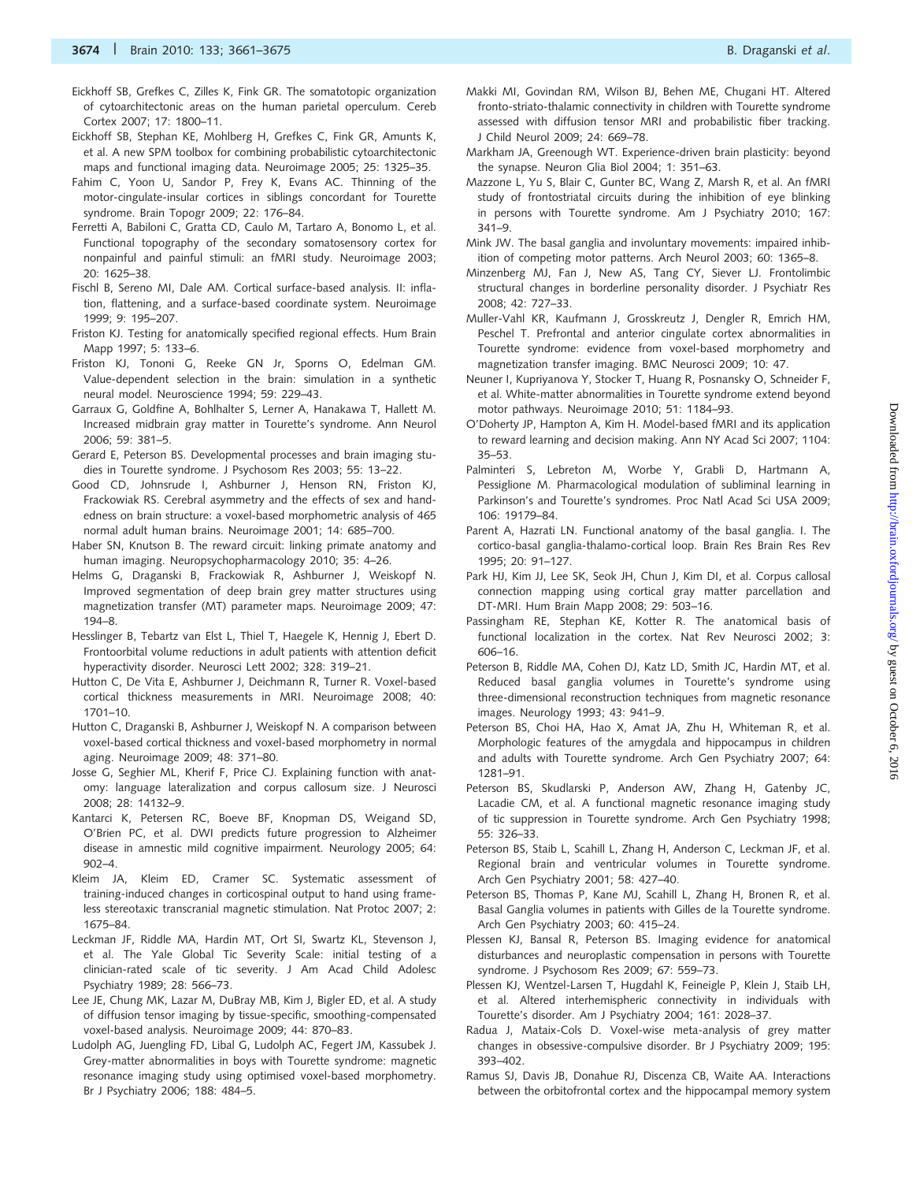Eickhoff SB, Grefkes C, Zilles K, Fink GR. The somatotopic organization of cytoarchitectonic areas on the human parietal operculum. Cereb Cortex 2007; 17: 1800–11.

Eickhoff SB, Stephan KE, Mohlberg H, Grefkes C, Fink GR, Amunts K, et al. A new SPM toolbox for combining probabilistic cytoarchitectonic maps and functional imaging data. Neuroimage 2005; 25: 1325–35.

Fahim C, Yoon U, Sandor P, Frey K, Evans AC. Thinning of the motor-cingulate-insular cortices in siblings concordant for Tourette syndrome. Brain Topogr 2009; 22: 176–84.

Ferretti A, Babiloni C, Gratta CD, Caulo M, Tartaro A, Bonomo L, et al. Functional topography of the secondary somatosensory cortex for nonpainful and painful stimuli: an fMRI study. Neuroimage 2003; 20: 1625–38.

Fischl B, Sereno MI, Dale AM. Cortical surface-based analysis. II: inflation, flattening, and a surface-based coordinate system. Neuroimage 1999; 9: 195–207.

Friston KJ. Testing for anatomically specified regional effects. Hum Brain Mapp 1997; 5: 133–6.

Friston KJ, Tononi G, Reeke GN Jr, Sporns O, Edelman GM. Value-dependent selection in the brain: simulation in a synthetic neural model. Neuroscience 1994; 59: 229–43.

Garraux G, Goldfine A, Bohlhalter S, Lerner A, Hanakawa T, Hallett M. Increased midbrain gray matter in Tourette's syndrome. Ann Neurol 2006; 59: 381–5.

Gerard E, Peterson BS. Developmental processes and brain imaging studies in Tourette syndrome. J Psychosom Res 2003; 55: 13–22.

Good CD, Johnsrude I, Ashburner J, Henson RN, Friston KJ, Frackowiak RS. Cerebral asymmetry and the effects of sex and handedness on brain structure: a voxel-based morphometric analysis of 465 normal adult human brains. Neuroimage 2001; 14: 685–700.

Haber SN, Knutson B. The reward circuit: linking primate anatomy and human imaging. Neuropsychopharmacology 2010; 35: 4–26.

Helms G, Draganski B, Frackowiak R, Ashburner J, Weiskopf N. Improved segmentation of deep brain grey matter structures using magnetization transfer (MT) parameter maps. Neuroimage 2009; 47: 194–8.

Hesslinger B, Tebartz van Elst L, Thiel T, Haegele K, Hennig J, Ebert D. Frontoorbital volume reductions in adult patients with attention deficit hyperactivity disorder. Neurosci Lett 2002; 328: 319–21.

Hutton C, De Vita E, Ashburner J, Deichmann R, Turner R. Voxel-based cortical thickness measurements in MRI. Neuroimage 2008; 40: 1701–10.

Hutton C, Draganski B, Ashburner J, Weiskopf N. A comparison between voxel-based cortical thickness and voxel-based morphometry in normal aging. Neuroimage 2009; 48: 371–80.

Josse G, Seghier ML, Kherif F, Price CJ. Explaining function with anatomy: language lateralization and corpus callosum size. J Neurosci 2008; 28: 14132–9.

Kantarci K, Petersen RC, Boeve BF, Knopman DS, Weigand SD, O'Brien PC, et al. DWI predicts future progression to Alzheimer disease in amnestic mild cognitive impairment. Neurology 2005; 64: 902–4.

Kleim JA, Kleim ED, Cramer SC. Systematic assessment of training-induced changes in corticospinal output to hand using frameless stereotaxic transcranial magnetic stimulation. Nat Protoc 2007; 2: 1675–84.

Leckman JF, Riddle MA, Hardin MT, Ort SI, Swartz KL, Stevenson J, et al. The Yale Global Tic Severity Scale: initial testing of a clinician-rated scale of tic severity. J Am Acad Child Adolesc Psychiatry 1989; 28: 566–73.

Lee JE, Chung MK, Lazar M, DuBray MB, Kim J, Bigler ED, et al. A study of diffusion tensor imaging by tissue-specific, smoothing-compensated voxel-based analysis. Neuroimage 2009; 44: 870–83.

Ludolph AG, Juengling FD, Libal G, Ludolph AC, Fegert JM, Kassubek J. Grey-matter abnormalities in boys with Tourette syndrome: magnetic resonance imaging study using optimised voxel-based morphometry. Br J Psychiatry 2006; 188: 484–5.

Makki MI, Govindan RM, Wilson BJ, Behen ME, Chugani HT. Altered fronto-striato-thalamic connectivity in children with Tourette syndrome assessed with diffusion tensor MRI and probabilistic fiber tracking. J Child Neurol 2009; 24: 669–78.

Markham JA, Greenough WT. Experience-driven brain plasticity: beyond the synapse. Neuron Glia Biol 2004; 1: 351–63.

Mazzone L, Yu S, Blair C, Gunter BC, Wang Z, Marsh R, et al. An fMRI study of frontostriatal circuits during the inhibition of eye blinking in persons with Tourette syndrome. Am J Psychiatry 2010; 167: 341–9.

Mink JW. The basal ganglia and involuntary movements: impaired inhibition of competing motor patterns. Arch Neurol 2003; 60: 1365–8.

Minzenberg MJ, Fan J, New AS, Tang CY, Siever LJ. Frontolimbic structural changes in borderline personality disorder. J Psychiatr Res 2008; 42: 727–33.

Muller-Vahl KR, Kaufmann J, Grosskreutz J, Dengler R, Emrich HM, Peschel T. Prefrontal and anterior cingulate cortex abnormalities in Tourette syndrome: evidence from voxel-based morphometry and magnetization transfer imaging. BMC Neurosci 2009; 10: 47.

Neuner I, Kupriyanova Y, Stocker T, Huang R, Posnansky O, Schneider F, et al. White-matter abnormalities in Tourette syndrome extend beyond motor pathways. Neuroimage 2010; 51: 1184–93.

O'Doherty JP, Hampton A, Kim H. Model-based fMRI and its application to reward learning and decision making. Ann NY Acad Sci 2007; 1104: 35–53.

Palminteri S, Lebreton M, Worbe Y, Grabli D, Hartmann A, Pessiglione M. Pharmacological modulation of subliminal learning in Parkinson's and Tourette's syndromes. Proc Natl Acad Sci USA 2009; 106: 19179–84.

Parent A, Hazrati LN. Functional anatomy of the basal ganglia. I. The cortico-basal ganglia-thalamo-cortical loop. Brain Res Brain Res Rev 1995; 20: 91–127.

Park HJ, Kim JJ, Lee SK, Seok JH, Chun J, Kim DI, et al. Corpus callosal connection mapping using cortical gray matter parcellation and DT-MRI. Hum Brain Mapp 2008; 29: 503–16.

Passingham RE, Stephan KE, Kotter R. The anatomical basis of functional localization in the cortex. Nat Rev Neurosci 2002; 3: 606–16.

Peterson B, Riddle MA, Cohen DJ, Katz LD, Smith JC, Hardin MT, et al. Reduced basal ganglia volumes in Tourette's syndrome using three-dimensional reconstruction techniques from magnetic resonance images. Neurology 1993; 43: 941–9.

Peterson BS, Choi HA, Hao X, Amat JA, Zhu H, Whiteman R, et al. Morphologic features of the amygdala and hippocampus in children and adults with Tourette syndrome. Arch Gen Psychiatry 2007; 64: 1281–91.

Peterson BS, Skudlarski P, Anderson AW, Zhang H, Gatenby JC, Lacadie CM, et al. A functional magnetic resonance imaging study of tic suppression in Tourette syndrome. Arch Gen Psychiatry 1998; 55: 326–33.

Peterson BS, Staib L, Scahill L, Zhang H, Anderson C, Leckman JF, et al. Regional brain and ventricular volumes in Tourette syndrome. Arch Gen Psychiatry 2001; 58: 427–40.

Peterson BS, Thomas P, Kane MJ, Scahill L, Zhang H, Bronen R, et al. Basal Ganglia volumes in patients with Gilles de la Tourette syndrome. Arch Gen Psychiatry 2003; 60: 415–24.

Plessen KJ, Bansal R, Peterson BS. Imaging evidence for anatomical disturbances and neuroplastic compensation in persons with Tourette syndrome. J Psychosom Res 2009; 67: 559–73.

Plessen KJ, Wentzel-Larsen T, Hugdahl K, Feineigle P, Klein J, Staib LH, et al. Altered interhemispheric connectivity in individuals with Tourette's disorder. Am J Psychiatry 2004; 161: 2028–37.

Radua J, Mataix-Cols D. Voxel-wise meta-analysis of grey matter changes in obsessive-compulsive disorder. Br J Psychiatry 2009; 195: 393–402.

Ramus SJ, Davis JB, Donahue RJ, Discenza CB, Waite AA. Interactions between the orbitofrontal cortex and the hippocampal memory system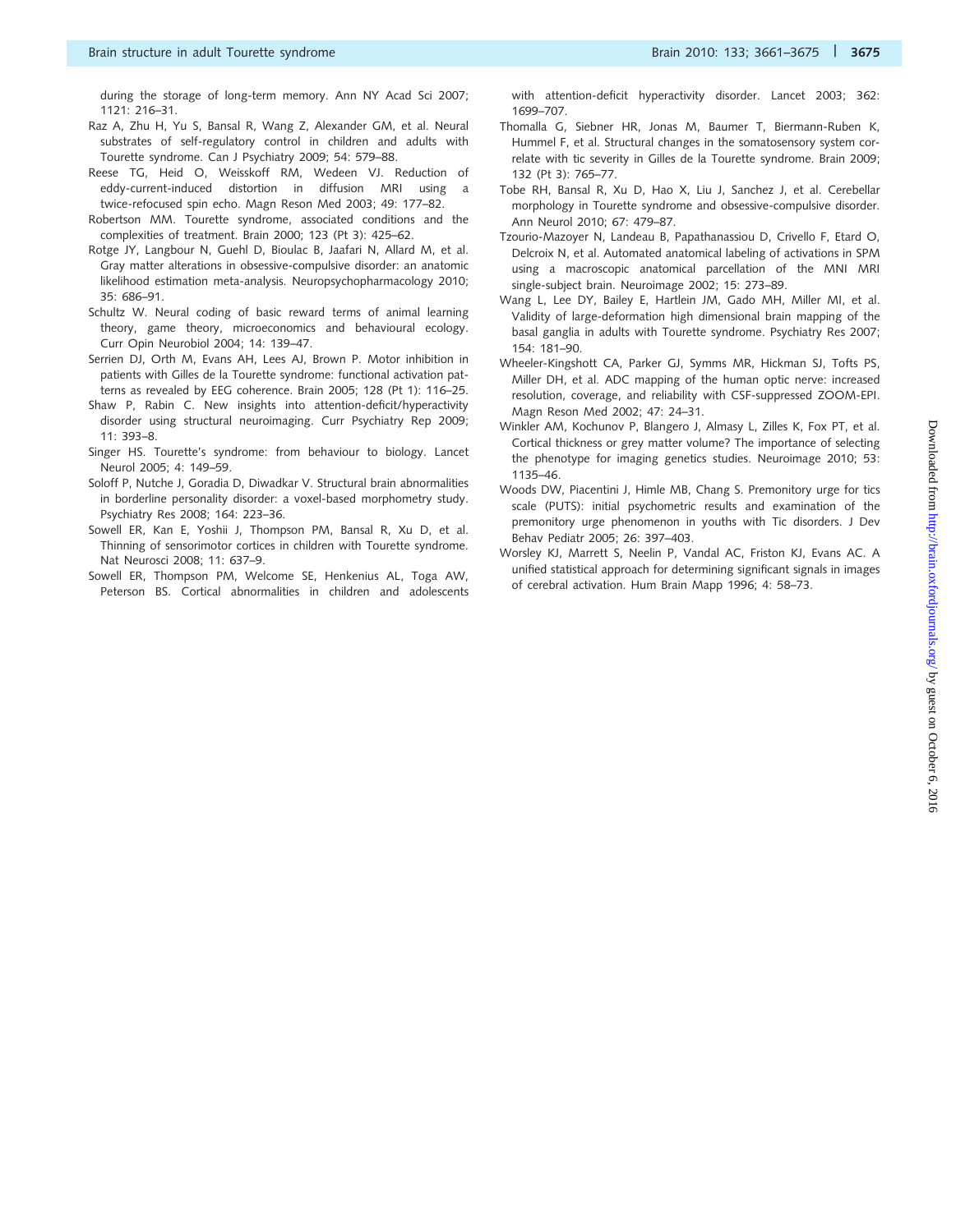during the storage of long-term memory. Ann NY Acad Sci 2007; 1121: 216–31.

Raz A, Zhu H, Yu S, Bansal R, Wang Z, Alexander GM, et al. Neural substrates of self-regulatory control in children and adults with Tourette syndrome. Can J Psychiatry 2009; 54: 579–88.

Reese TG, Heid O, Weisskoff RM, Wedeen VJ. Reduction of eddy-current-induced distortion in diffusion MRI using a twice-refocused spin echo. Magn Reson Med 2003; 49: 177–82.

Robertson MM. Tourette syndrome, associated conditions and the complexities of treatment. Brain 2000; 123 (Pt 3): 425–62.

Rotge JY, Langbour N, Guehl D, Bioulac B, Jaafari N, Allard M, et al. Gray matter alterations in obsessive-compulsive disorder: an anatomic likelihood estimation meta-analysis. Neuropsychopharmacology 2010; 35: 686–91.

Schultz W. Neural coding of basic reward terms of animal learning theory, game theory, microeconomics and behavioural ecology. Curr Opin Neurobiol 2004; 14: 139–47.

Serrien DJ, Orth M, Evans AH, Lees AJ, Brown P. Motor inhibition in patients with Gilles de la Tourette syndrome: functional activation patterns as revealed by EEG coherence. Brain 2005; 128 (Pt 1): 116–25.

Shaw P, Rabin C. New insights into attention-deficit/hyperactivity disorder using structural neuroimaging. Curr Psychiatry Rep 2009; 11: 393–8.

Singer HS. Tourette's syndrome: from behaviour to biology. Lancet Neurol 2005; 4: 149–59.

Soloff P, Nutche J, Goradia D, Diwadkar V. Structural brain abnormalities in borderline personality disorder: a voxel-based morphometry study. Psychiatry Res 2008; 164: 223–36.

Sowell ER, Kan E, Yoshii J, Thompson PM, Bansal R, Xu D, et al. Thinning of sensorimotor cortices in children with Tourette syndrome. Nat Neurosci 2008; 11: 637–9.

Sowell ER, Thompson PM, Welcome SE, Henkenius AL, Toga AW, Peterson BS. Cortical abnormalities in children and adolescents with attention-deficit hyperactivity disorder. Lancet 2003; 362: 1699–707.

Thomalla G, Siebner HR, Jonas M, Baumer T, Biermann-Ruben K, Hummel F, et al. Structural changes in the somatosensory system correlate with tic severity in Gilles de la Tourette syndrome. Brain 2009; 132 (Pt 3): 765–77.

Tobe RH, Bansal R, Xu D, Hao X, Liu J, Sanchez J, et al. Cerebellar morphology in Tourette syndrome and obsessive-compulsive disorder. Ann Neurol 2010; 67: 479–87.

Tzourio-Mazoyer N, Landeau B, Papathanassiou D, Crivello F, Etard O, Delcroix N, et al. Automated anatomical labeling of activations in SPM using a macroscopic anatomical parcellation of the MNI MRI single-subject brain. Neuroimage 2002; 15: 273–89.

Wang L, Lee DY, Bailey E, Hartlein JM, Gado MH, Miller MI, et al. Validity of large-deformation high dimensional brain mapping of the basal ganglia in adults with Tourette syndrome. Psychiatry Res 2007; 154: 181–90.

Wheeler-Kingshott CA, Parker GJ, Symms MR, Hickman SJ, Tofts PS, Miller DH, et al. ADC mapping of the human optic nerve: increased resolution, coverage, and reliability with CSF-suppressed ZOOM-EPI. Magn Reson Med 2002; 47: 24–31.

Winkler AM, Kochunov P, Blangero J, Almasy L, Zilles K, Fox PT, et al. Cortical thickness or grey matter volume? The importance of selecting the phenotype for imaging genetics studies. Neuroimage 2010; 53: 1135–46.

Woods DW, Piacentini J, Himle MB, Chang S. Premonitory urge for tics scale (PUTS): initial psychometric results and examination of the premonitory urge phenomenon in youths with Tic disorders. J Dev Behav Pediatr 2005; 26: 397–403.

Worsley KJ, Marrett S, Neelin P, Vandal AC, Friston KJ, Evans AC. A unified statistical approach for determining significant signals in images of cerebral activation. Hum Brain Mapp 1996; 4: 58–73.